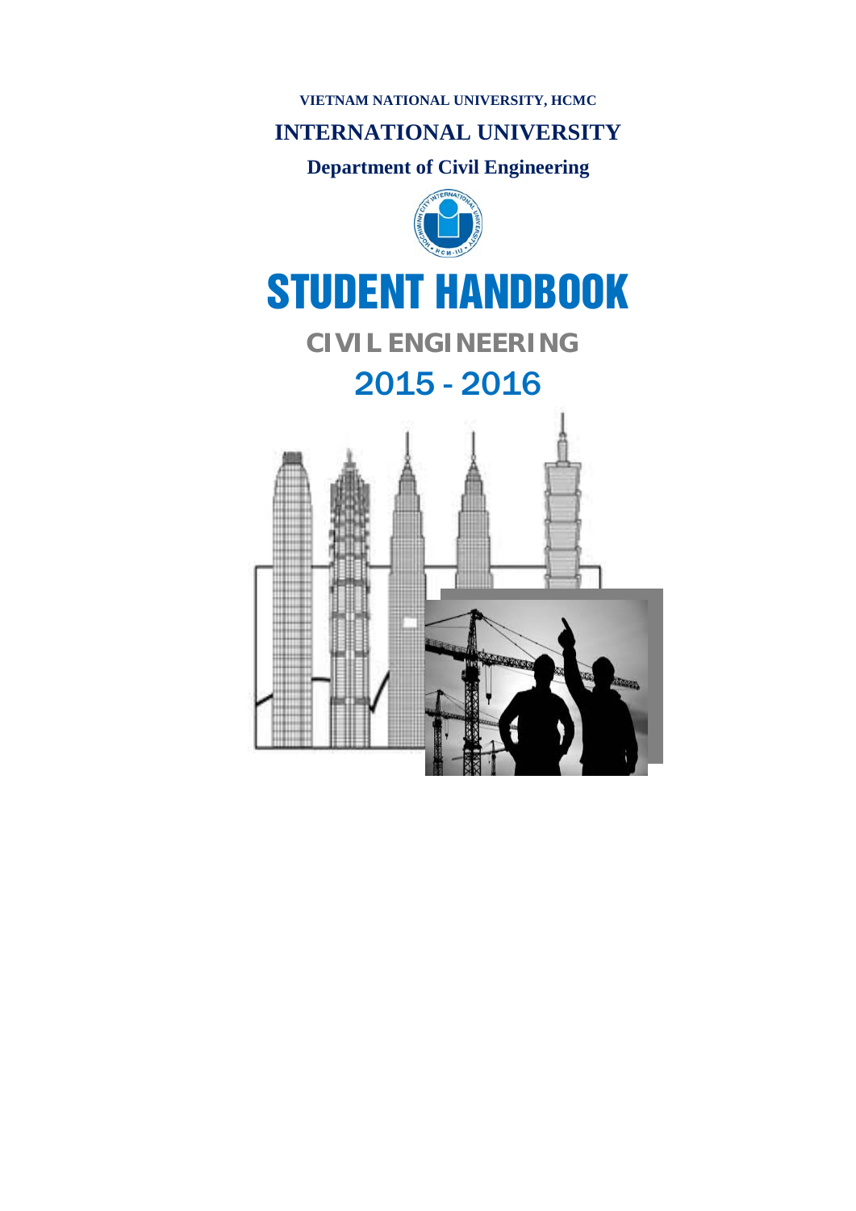**VIETNAM NATIONAL UNIVERSITY, HCMC**

**INTERNATIONAL UNIVERSITY**

**Department of Civil Engineering**

# STUDENT HANDBOOK

## CIVIL ENGINEERING

## 2015 - 2016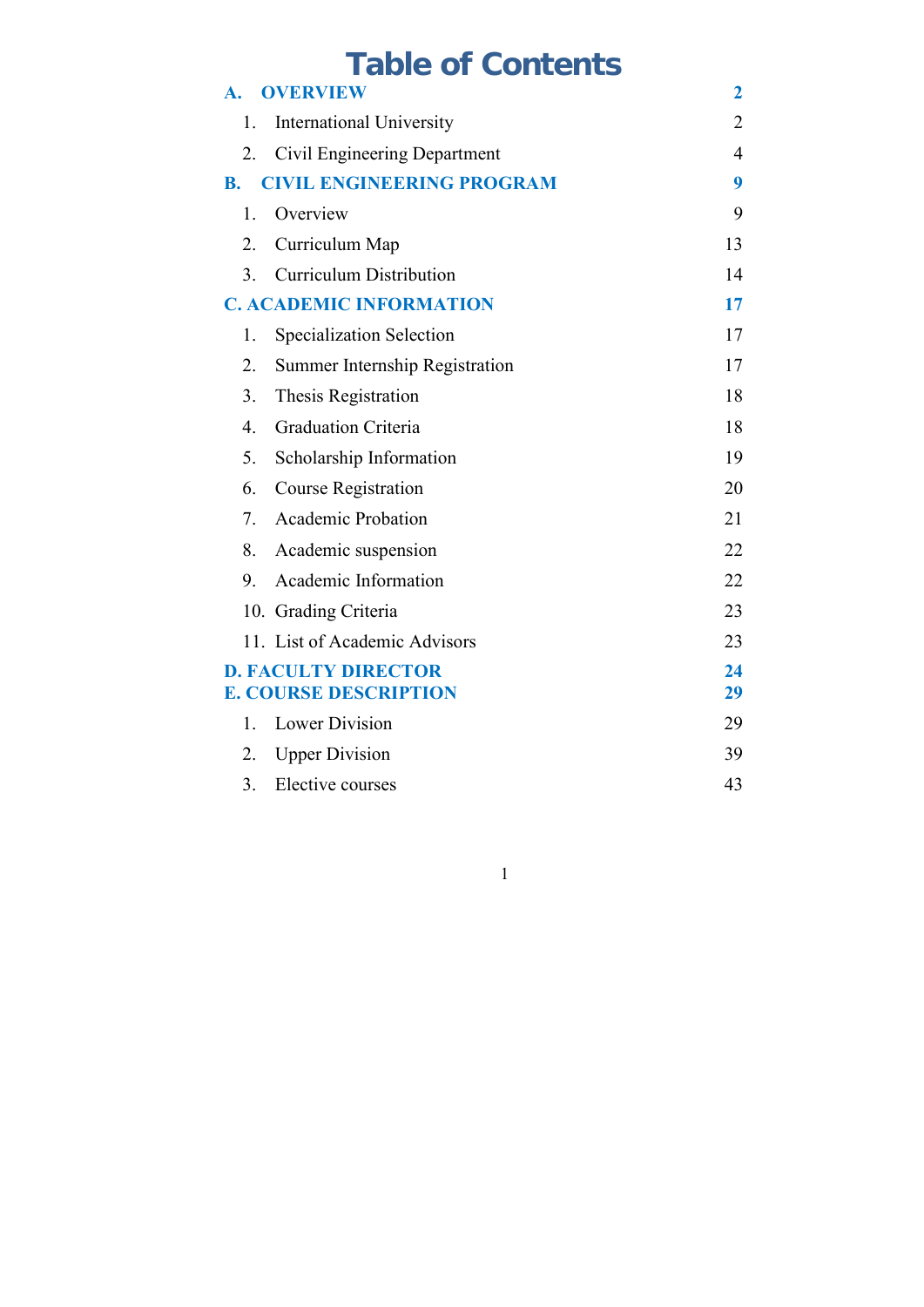# Table of Contents

| | |
|---|---|
| **A. OVERVIEW** | **2** |
| 1. International University | 2 |
| 2. Civil Engineering Department | 4 |
| **B. CIVIL ENGINEERING PROGRAM** | **9** |
| 1. Overview | 9 |
| 2. Curriculum Map | 13 |
| 3. Curriculum Distribution | 14 |
| **C. ACADEMIC INFORMATION** | **17** |
| 1. Specialization Selection | 17 |
| 2. Summer Internship Registration | 17 |
| 3. Thesis Registration | 18 |
| 4. Graduation Criteria | 18 |
| 5. Scholarship Information | 19 |
| 6. Course Registration | 20 |
| 7. Academic Probation | 21 |
| 8. Academic suspension | 22 |
| 9. Academic Information | 22 |
| 10. Grading Criteria | 23 |
| 11. List of Academic Advisors | 23 |
| **D. FACULTY DIRECTOR** | **24** |
| **E. COURSE DESCRIPTION** | **29** |
| 1. Lower Division | 29 |
| 2. Upper Division | 39 |
| 3. Elective courses | 43 |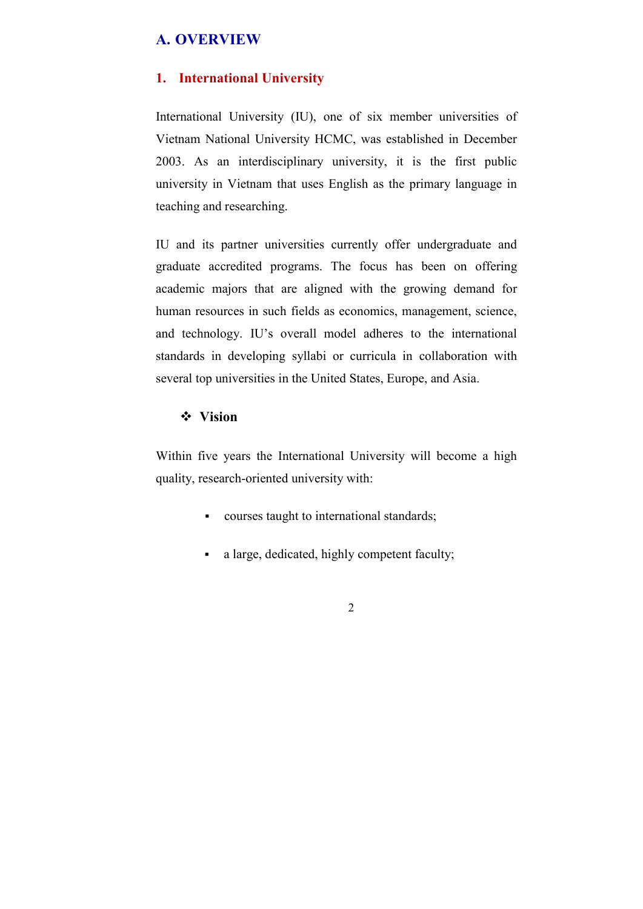# A. OVERVIEW

## 1. International University

International University (IU), one of six member universities of Vietnam National University HCMC, was established in December 2003. As an interdisciplinary university, it is the first public university in Vietnam that uses English as the primary language in teaching and researching.

IU and its partner universities currently offer undergraduate and graduate accredited programs. The focus has been on offering academic majors that are aligned with the growing demand for human resources in such fields as economics, management, science, and technology. IU's overall model adheres to the international standards in developing syllabi or curricula in collaboration with several top universities in the United States, Europe, and Asia.

### ❖ Vision

Within five years the International University will become a high quality, research-oriented university with:

- courses taught to international standards;
- a large, dedicated, highly competent faculty;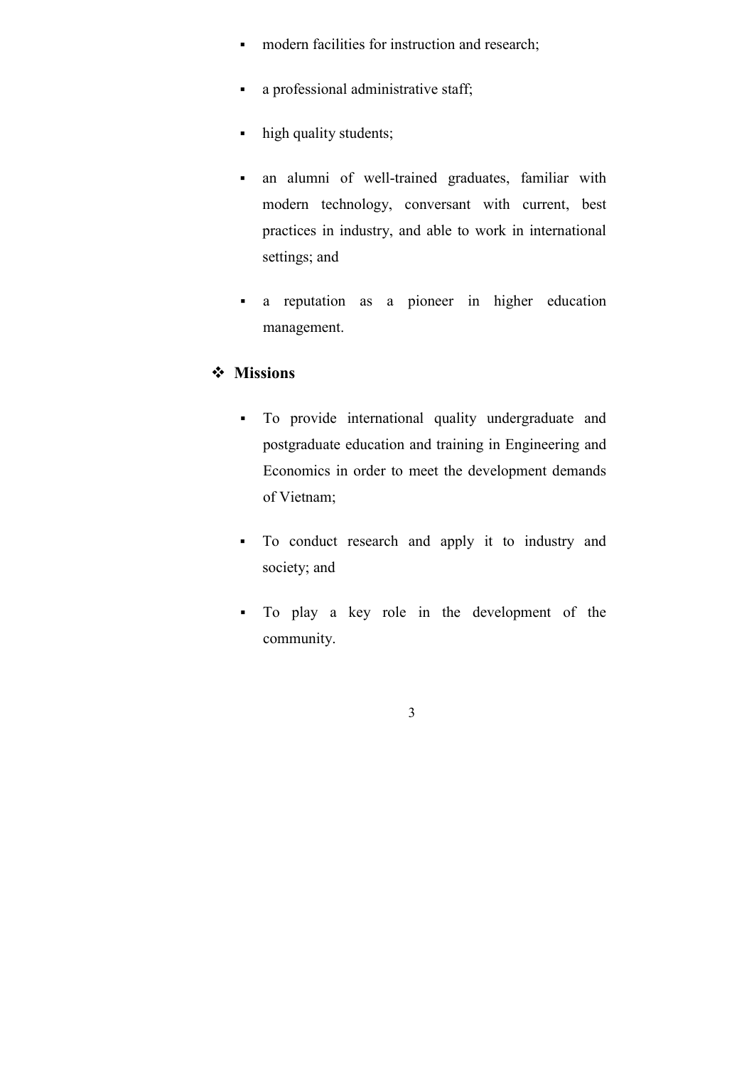- modern facilities for instruction and research;
- a professional administrative staff;
- high quality students;
- an alumni of well-trained graduates, familiar with modern technology, conversant with current, best practices in industry, and able to work in international settings; and
- a reputation as a pioneer in higher education management.

### Missions

- To provide international quality undergraduate and postgraduate education and training in Engineering and Economics in order to meet the development demands of Vietnam;
- To conduct research and apply it to industry and society; and
- To play a key role in the development of the community.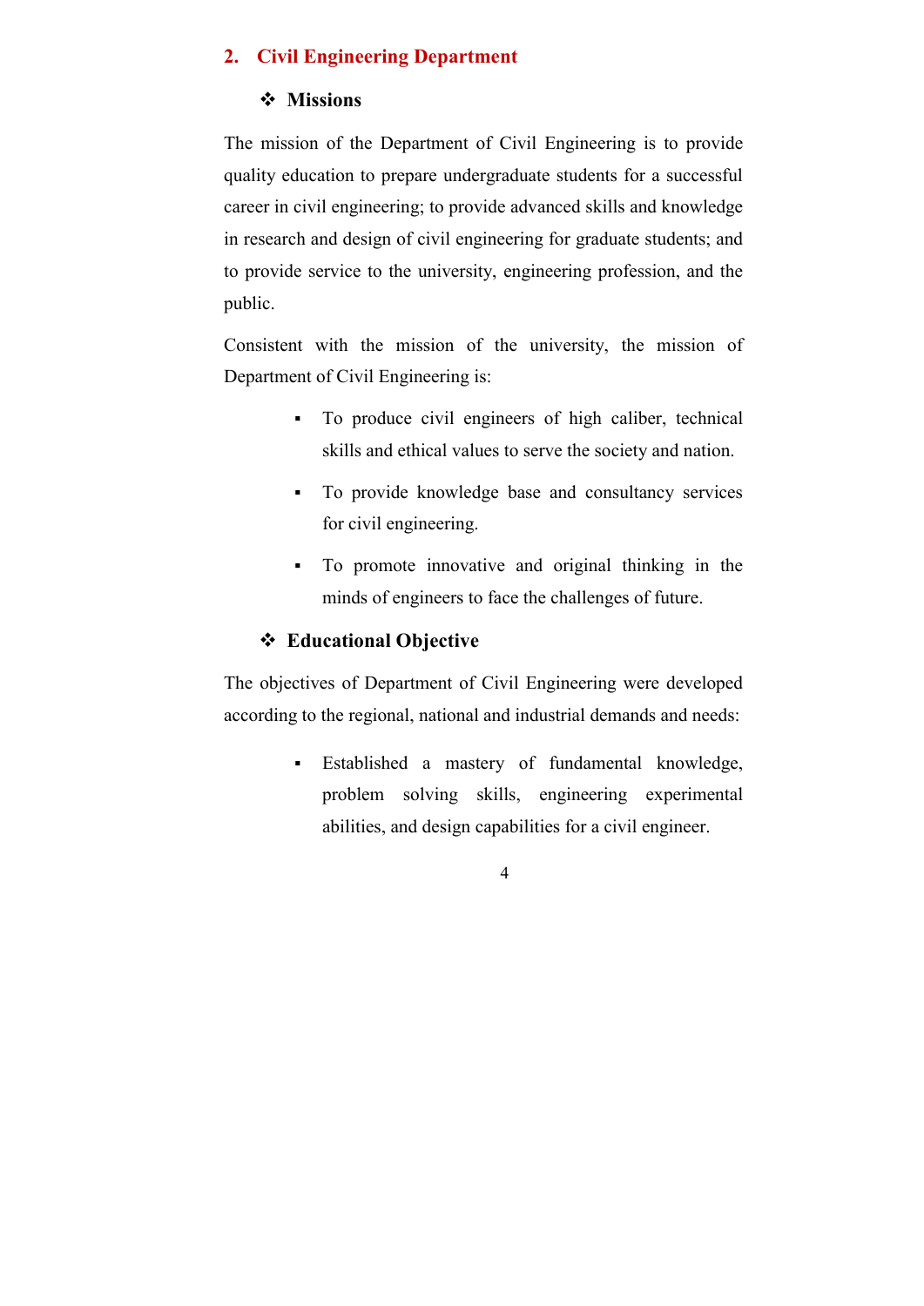## 2. Civil Engineering Department

### ❖ Missions

The mission of the Department of Civil Engineering is to provide quality education to prepare undergraduate students for a successful career in civil engineering; to provide advanced skills and knowledge in research and design of civil engineering for graduate students; and to provide service to the university, engineering profession, and the public.

Consistent with the mission of the university, the mission of Department of Civil Engineering is:

- To produce civil engineers of high caliber, technical skills and ethical values to serve the society and nation.
- To provide knowledge base and consultancy services for civil engineering.
- To promote innovative and original thinking in the minds of engineers to face the challenges of future.

### ❖ Educational Objective

The objectives of Department of Civil Engineering were developed according to the regional, national and industrial demands and needs:

- Established a mastery of fundamental knowledge, problem solving skills, engineering experimental abilities, and design capabilities for a civil engineer.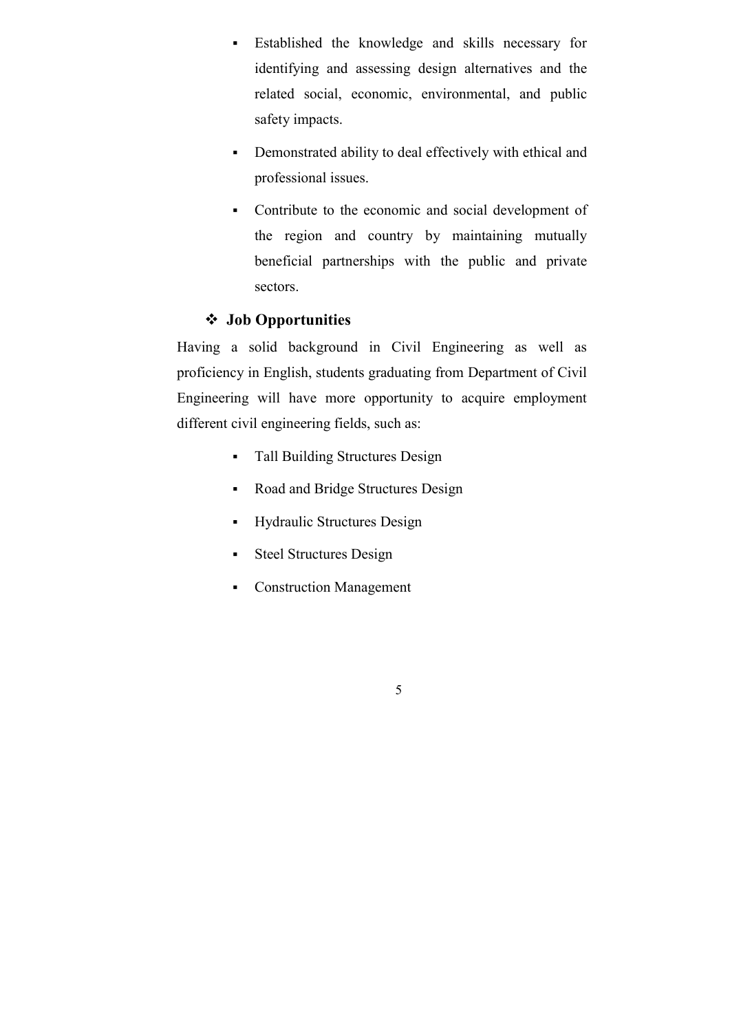- Established the knowledge and skills necessary for identifying and assessing design alternatives and the related social, economic, environmental, and public safety impacts.
- Demonstrated ability to deal effectively with ethical and professional issues.
- Contribute to the economic and social development of the region and country by maintaining mutually beneficial partnerships with the public and private sectors.

### ❖ Job Opportunities

Having a solid background in Civil Engineering as well as proficiency in English, students graduating from Department of Civil Engineering will have more opportunity to acquire employment different civil engineering fields, such as:

- Tall Building Structures Design
- Road and Bridge Structures Design
- Hydraulic Structures Design
- Steel Structures Design
- Construction Management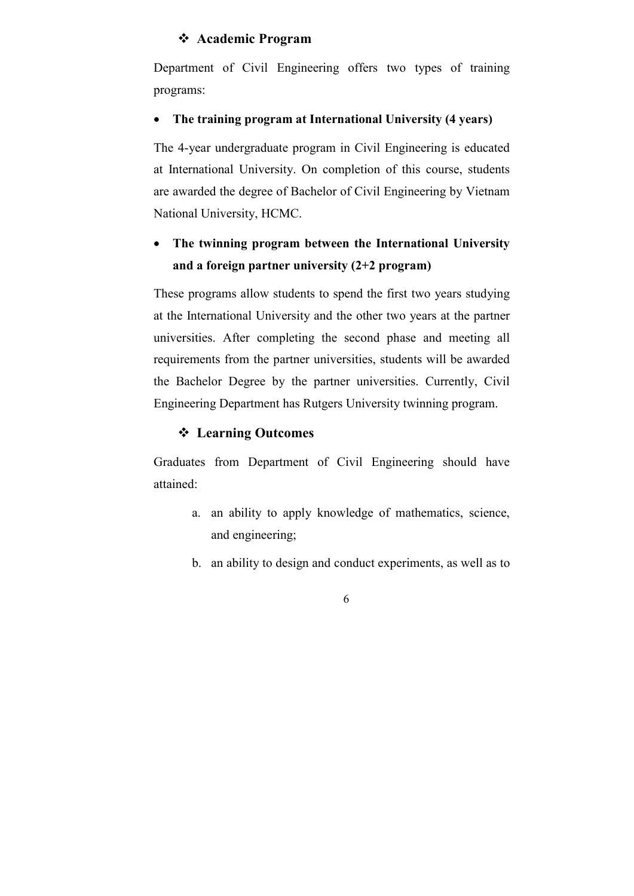### ❖ Academic Program

Department of Civil Engineering offers two types of training programs:

- **The training program at International University (4 years)**

The 4-year undergraduate program in Civil Engineering is educated at International University. On completion of this course, students are awarded the degree of Bachelor of Civil Engineering by Vietnam National University, HCMC.

- **The twinning program between the International University and a foreign partner university (2+2 program)**

These programs allow students to spend the first two years studying at the International University and the other two years at the partner universities. After completing the second phase and meeting all requirements from the partner universities, students will be awarded the Bachelor Degree by the partner universities. Currently, Civil Engineering Department has Rutgers University twinning program.

### ❖ Learning Outcomes

Graduates from Department of Civil Engineering should have attained:

a. an ability to apply knowledge of mathematics, science, and engineering;

b. an ability to design and conduct experiments, as well as to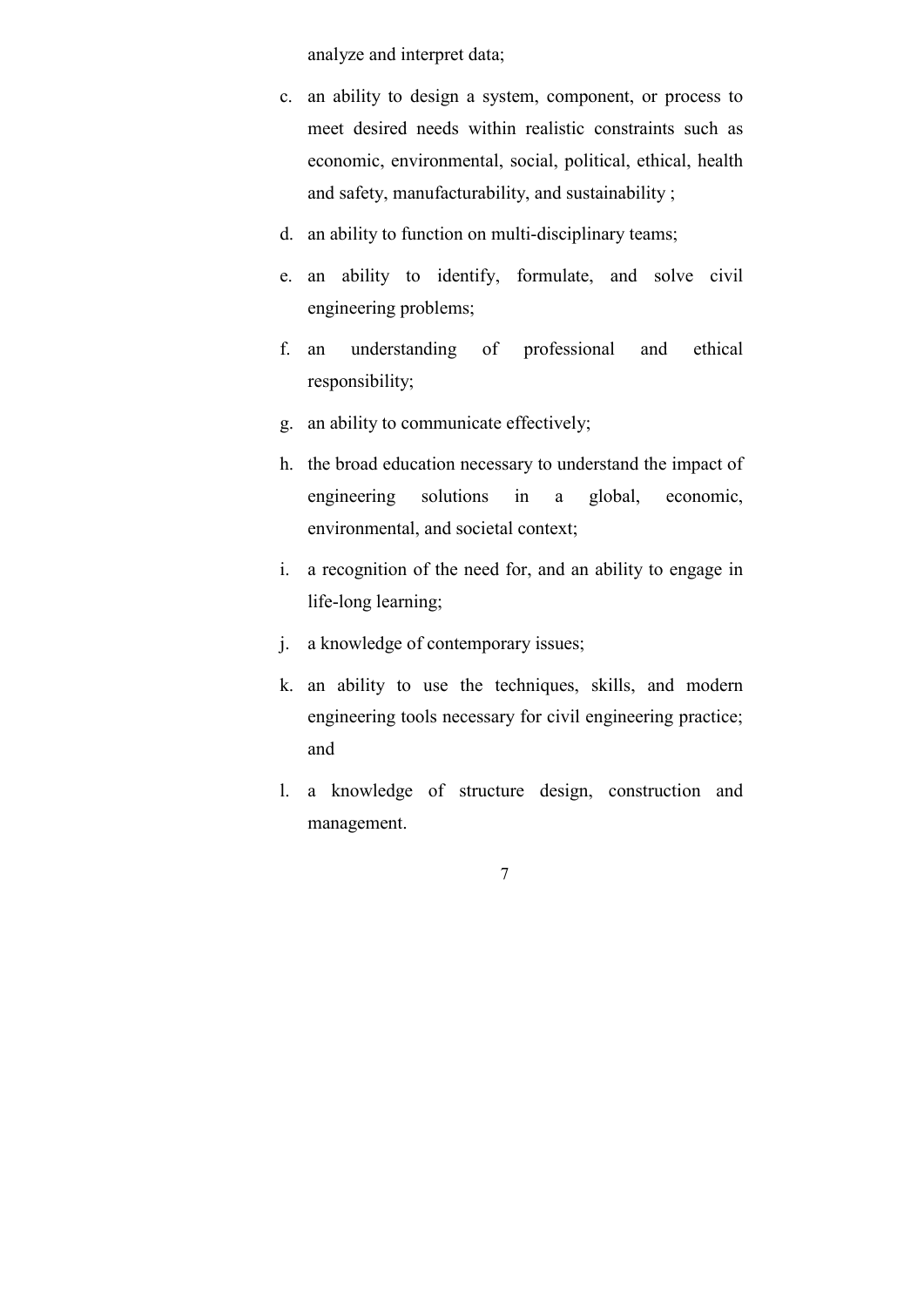analyze and interpret data;

c. an ability to design a system, component, or process to meet desired needs within realistic constraints such as economic, environmental, social, political, ethical, health and safety, manufacturability, and sustainability ;
d. an ability to function on multi-disciplinary teams;
e. an ability to identify, formulate, and solve civil engineering problems;
f. an understanding of professional and ethical responsibility;
g. an ability to communicate effectively;
h. the broad education necessary to understand the impact of engineering solutions in a global, economic, environmental, and societal context;
i. a recognition of the need for, and an ability to engage in life-long learning;
j. a knowledge of contemporary issues;
k. an ability to use the techniques, skills, and modern engineering tools necessary for civil engineering practice; and
l. a knowledge of structure design, construction and management.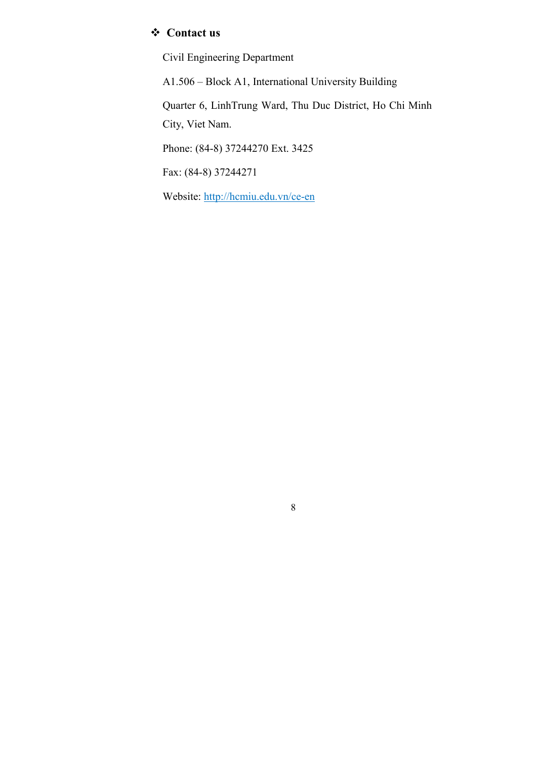## ❖ Contact us

Civil Engineering Department

A1.506 – Block A1, International University Building

Quarter 6, LinhTrung Ward, Thu Duc District, Ho Chi Minh City, Viet Nam.

Phone: (84-8) 37244270 Ext. 3425

Fax: (84-8) 37244271

Website: [http://hcmiu.edu.vn/ce-en](http://hcmiu.edu.vn/ce-en)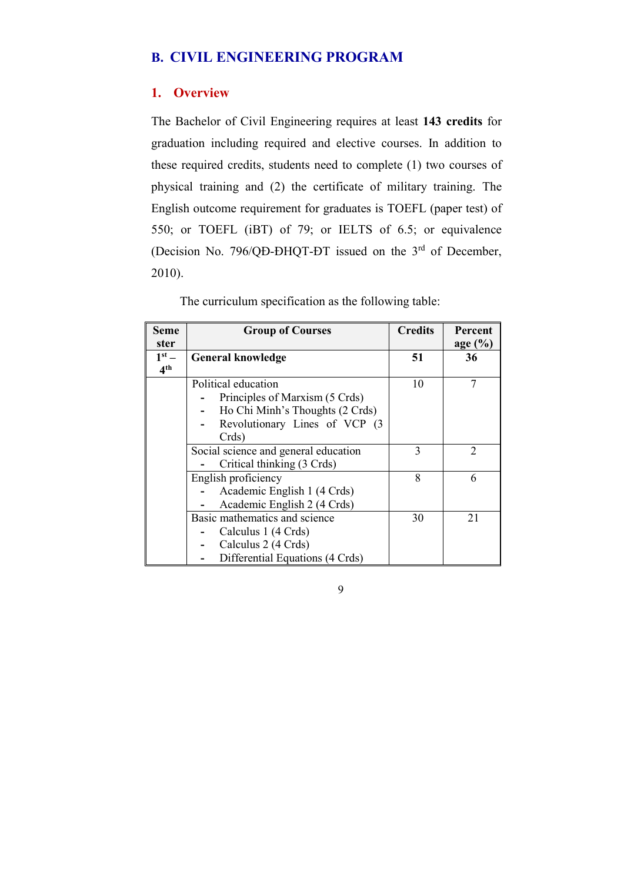## B. CIVIL ENGINEERING PROGRAM

### 1. Overview

The Bachelor of Civil Engineering requires at least **143 credits** for graduation including required and elective courses. In addition to these required credits, students need to complete (1) two courses of physical training and (2) the certificate of military training. The English outcome requirement for graduates is TOEFL (paper test) of 550; or TOEFL (iBT) of 79; or IELTS of 6.5; or equivalence (Decision No. 796/QĐ-ĐHQT-ĐT issued on the 3rd of December, 2010).

The curriculum specification as the following table:

| Semester | Group of Courses | Credits | Percentage (%) |
|---|---|---|---|
| **1st – 4th** | **General knowledge** | **51** | **36** |
| | Political education<br>- Principles of Marxism (5 Crds)<br>- Ho Chi Minh's Thoughts (2 Crds)<br>- Revolutionary Lines of VCP (3 Crds) | 10 | 7 |
| | Social science and general education<br>- Critical thinking (3 Crds) | 3 | 2 |
| | English proficiency<br>- Academic English 1 (4 Crds)<br>- Academic English 2 (4 Crds) | 8 | 6 |
| | Basic mathematics and science<br>- Calculus 1 (4 Crds)<br>- Calculus 2 (4 Crds)<br>- Differential Equations (4 Crds) | 30 | 21 |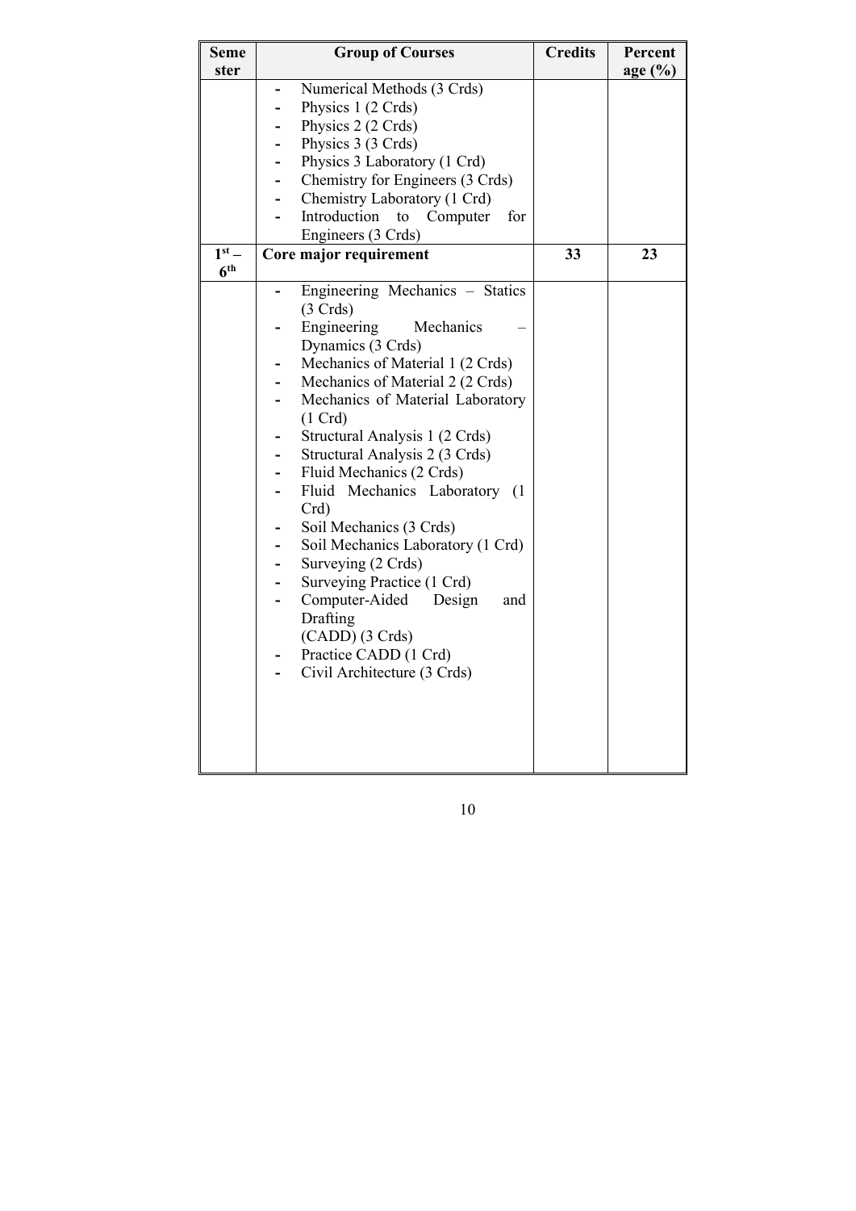| Semester | Group of Courses | Credits | Percentage (%) |
|---|---|---|---|
| | - Numerical Methods (3 Crds)<br>- Physics 1 (2 Crds)<br>- Physics 2 (2 Crds)<br>- Physics 3 (3 Crds)<br>- Physics 3 Laboratory (1 Crd)<br>- Chemistry for Engineers (3 Crds)<br>- Chemistry Laboratory (1 Crd)<br>- Introduction to Computer for Engineers (3 Crds) | | |
| 1st – 6th | **Core major requirement** | **33** | **23** |
| | - Engineering Mechanics – Statics (3 Crds)<br>- Engineering Mechanics – Dynamics (3 Crds)<br>- Mechanics of Material 1 (2 Crds)<br>- Mechanics of Material 2 (2 Crds)<br>- Mechanics of Material Laboratory (1 Crd)<br>- Structural Analysis 1 (2 Crds)<br>- Structural Analysis 2 (3 Crds)<br>- Fluid Mechanics (2 Crds)<br>- Fluid Mechanics Laboratory (1 Crd)<br>- Soil Mechanics (3 Crds)<br>- Soil Mechanics Laboratory (1 Crd)<br>- Surveying (2 Crds)<br>- Surveying Practice (1 Crd)<br>- Computer-Aided Design and Drafting (CADD) (3 Crds)<br>- Practice CADD (1 Crd)<br>- Civil Architecture (3 Crds) | | |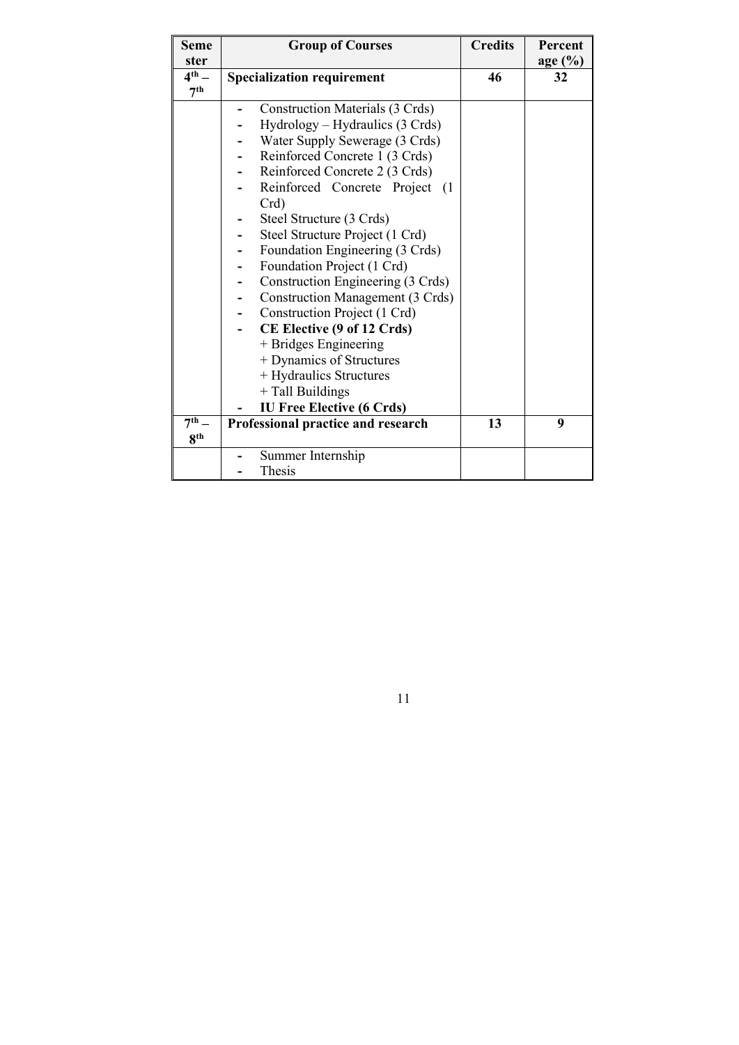| Semester | Group of Courses | Credits | Percentage (%) |
|---|---|---|---|
| $4^{th}$ – $7^{th}$ | **Specialization requirement** | **46** | **32** |
| | - Construction Materials (3 Crds)<br>- Hydrology – Hydraulics (3 Crds)<br>- Water Supply Sewerage (3 Crds)<br>- Reinforced Concrete 1 (3 Crds)<br>- Reinforced Concrete 2 (3 Crds)<br>- Reinforced Concrete Project (1 Crd)<br>- Steel Structure (3 Crds)<br>- Steel Structure Project (1 Crd)<br>- Foundation Engineering (3 Crds)<br>- Foundation Project (1 Crd)<br>- Construction Engineering (3 Crds)<br>- Construction Management (3 Crds)<br>- Construction Project (1 Crd)<br>- **CE Elective (9 of 12 Crds)**<br>+ Bridges Engineering<br>+ Dynamics of Structures<br>+ Hydraulics Structures<br>+ Tall Buildings<br>- **IU Free Elective (6 Crds)** | | |
| $7^{th}$ – $8^{th}$ | **Professional practice and research** | **13** | **9** |
| | - Summer Internship<br>- Thesis | | |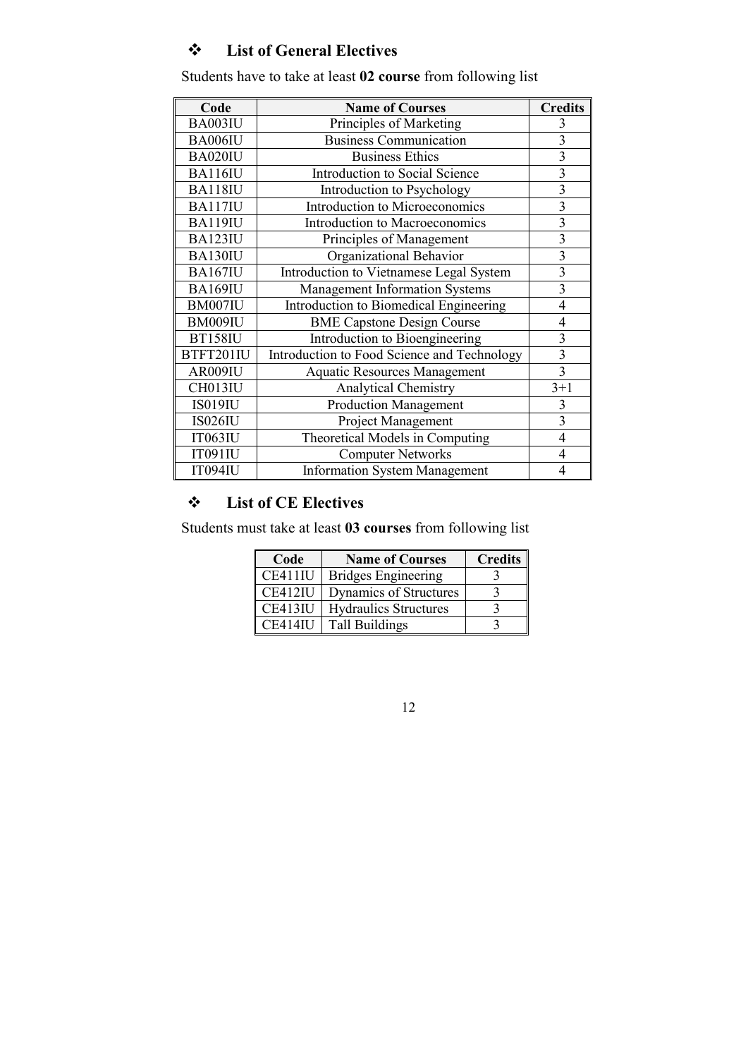## ❖ List of General Electives

Students have to take at least **02 course** from following list

| Code | Name of Courses | Credits |
|---|---|---|
| BA003IU | Principles of Marketing | 3 |
| BA006IU | Business Communication | 3 |
| BA020IU | Business Ethics | 3 |
| BA116IU | Introduction to Social Science | 3 |
| BA118IU | Introduction to Psychology | 3 |
| BA117IU | Introduction to Microeconomics | 3 |
| BA119IU | Introduction to Macroeconomics | 3 |
| BA123IU | Principles of Management | 3 |
| BA130IU | Organizational Behavior | 3 |
| BA167IU | Introduction to Vietnamese Legal System | 3 |
| BA169IU | Management Information Systems | 3 |
| BM007IU | Introduction to Biomedical Engineering | 4 |
| BM009IU | BME Capstone Design Course | 4 |
| BT158IU | Introduction to Bioengineering | 3 |
| BTFT201IU | Introduction to Food Science and Technology | 3 |
| AR009IU | Aquatic Resources Management | 3 |
| CH013IU | Analytical Chemistry | 3+1 |
| IS019IU | Production Management | 3 |
| IS026IU | Project Management | 3 |
| IT063IU | Theoretical Models in Computing | 4 |
| IT091IU | Computer Networks | 4 |
| IT094IU | Information System Management | 4 |

## ❖ List of CE Electives

Students must take at least **03 courses** from following list

| Code | Name of Courses | Credits |
|---|---|---|
| CE411IU | Bridges Engineering | 3 |
| CE412IU | Dynamics of Structures | 3 |
| CE413IU | Hydraulics Structures | 3 |
| CE414IU | Tall Buildings | 3 |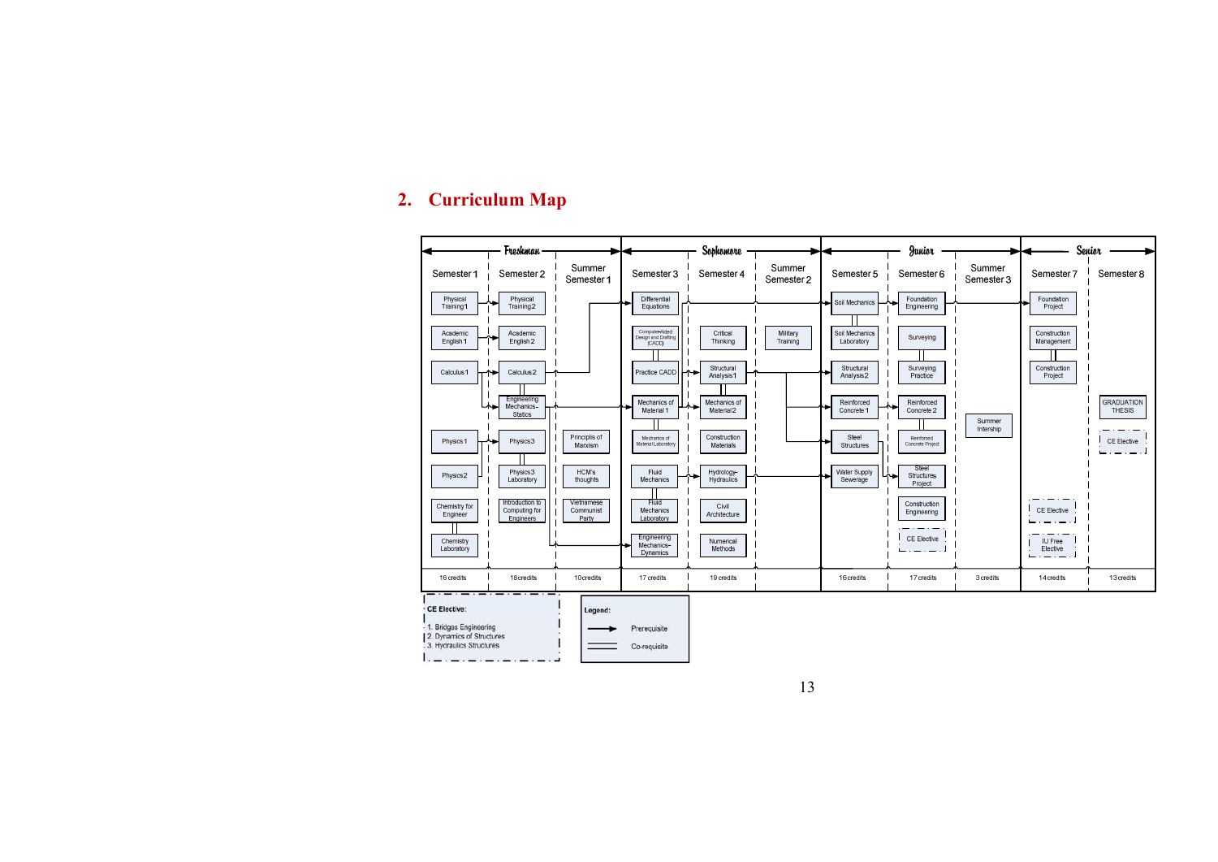## 2. Curriculum Map

| | Freshman | | | Sophomore | | | Junior | | | Senior | |
|---|---|---|---|---|---|---|---|---|---|---|---|
| | Semester 1 | Semester 2 | Summer Semester 1 | Semester 3 | Semester 4 | Summer Semester 2 | Semester 5 | Semester 6 | Summer Semester 3 | Semester 7 | Semester 8 |
| | Physical Training 1 | Physical Training 2 | | Differential Equations | | | Soil Mechanics | Foundation Engineering | | Foundation Project | |
| | Academic English 1 | Academic English 2 | | Computer-Aided Design and Drafting (CADD) | Critical Thinking | Military Training | Soil Mechanics Laboratory | Surveying | | Construction Management | |
| | Calculus 1 | Calculus 2 | | Practice CADD | Structural Analysis 1 | | Structural Analysis 2 | Surveying Practice | | Construction Project | |
| | | Engineering Mechanics-Statics | | Mechanics of Material 1 | Mechanics of Material 2 | | Reinforced Concrete 1 | Reinforced Concrete 2 | Summer Intership | | GRADUATION THESIS |
| | Physics 1 | Physics 3 | Principils of Marxism | Mechanics of Material Laboratory | Construction Materials | | Steel Structures | Reinforced Concrete Project | | | CE Elective |
| | Physics 2 | Physics 3 Laboratory | HCM's thoughts | Fluid Mechanics | Hydrology-Hydraulics | | Water Supply Sewerage | Steel Structures Project | | | |
| | Chemistry for Engineer | Introduction to Computing for Engineers | Vietnamese Communist Party | Fluid Mechanics Laboratory | Civil Architecture | | | Construction Engineering | | CE Elective | |
| | Chemistry Laboratory | | | Engineering Mechanics-Dynamics | Numerical Methods | | | CE Elective | | IU Free Elective | |
| | 16 credits | 18 credits | 10 credits | 17 credits | 19 credits | | 16 credits | 17 credits | 3 credits | 14 credits | 13 credits |

**CE Elective:**

1. Bridges Engineering
2. Dynamics of Structures
3. Hydraulics Structures

**Legend:**

- → Prerequisite
- ═ Co-requisite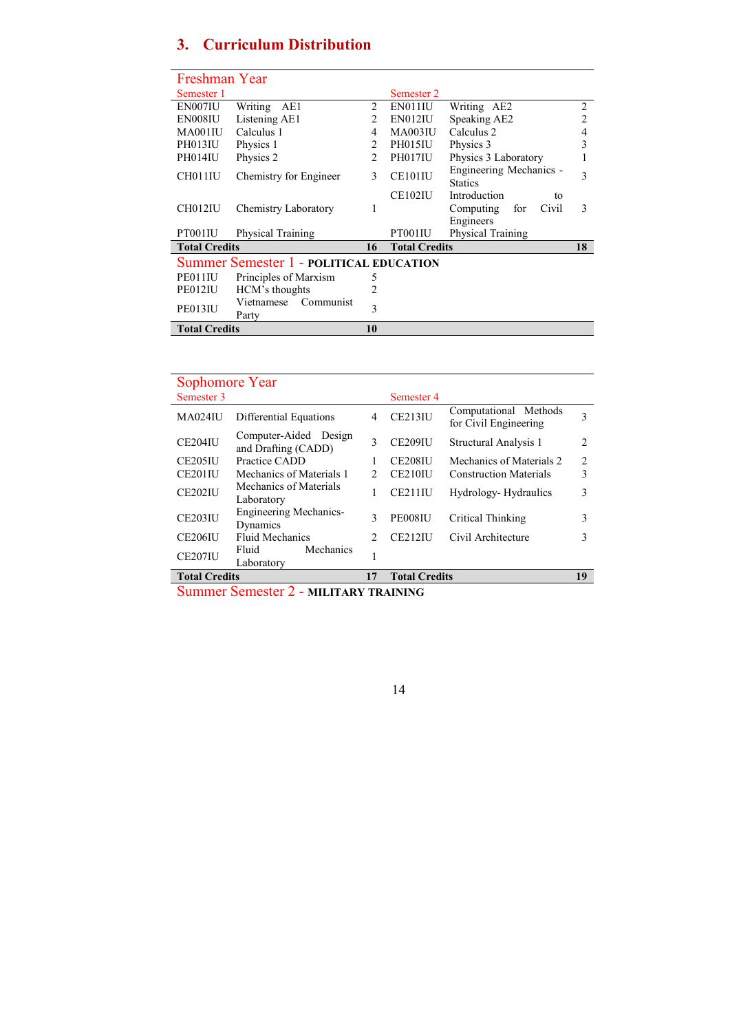## 3. Curriculum Distribution

### Freshman Year

| Semester 1 | | | Semester 2 | | |
|---|---|---|---|---|---|
| EN007IU | Writing AE1 | 2 | EN011IU | Writing AE2 | 2 |
| EN008IU | Listening AE1 | 2 | EN012IU | Speaking AE2 | 2 |
| MA001IU | Calculus 1 | 4 | MA003IU | Calculus 2 | 4 |
| PH013IU | Physics 1 | 2 | PH015IU | Physics 3 | 3 |
| PH014IU | Physics 2 | 2 | PH017IU | Physics 3 Laboratory | 1 |
| CH011IU | Chemistry for Engineer | 3 | CE101IU | Engineering Mechanics - Statics | 3 |
| CH012IU | Chemistry Laboratory | 1 | CE102IU | Introduction to Computing for Civil Engineers | 3 |
| PT001IU | Physical Training | | PT001IU | Physical Training | |
| **Total Credits** | | **16** | **Total Credits** | | **18** |

### Summer Semester 1 - POLITICAL EDUCATION

| | | |
|---|---|---|
| PE011IU | Principles of Marxism | 5 |
| PE012IU | HCM's thoughts | 2 |
| PE013IU | Vietnamese Communist Party | 3 |
| **Total Credits** | | **10** |

### Sophomore Year

| Semester 3 | | | Semester 4 | | |
|---|---|---|---|---|---|
| MA024IU | Differential Equations | 4 | CE213IU | Computational Methods for Civil Engineering | 3 |
| CE204IU | Computer-Aided Design and Drafting (CADD) | 3 | CE209IU | Structural Analysis 1 | 2 |
| CE205IU | Practice CADD | 1 | CE208IU | Mechanics of Materials 2 | 2 |
| CE201IU | Mechanics of Materials 1 | 2 | CE210IU | Construction Materials | 3 |
| CE202IU | Mechanics of Materials Laboratory | 1 | CE211IU | Hydrology- Hydraulics | 3 |
| CE203IU | Engineering Mechanics-Dynamics | 3 | PE008IU | Critical Thinking | 3 |
| CE206IU | Fluid Mechanics | 2 | CE212IU | Civil Architecture | 3 |
| CE207IU | Fluid Mechanics Laboratory | 1 | | | |
| **Total Credits** | | **17** | **Total Credits** | | **19** |

### Summer Semester 2 - MILITARY TRAINING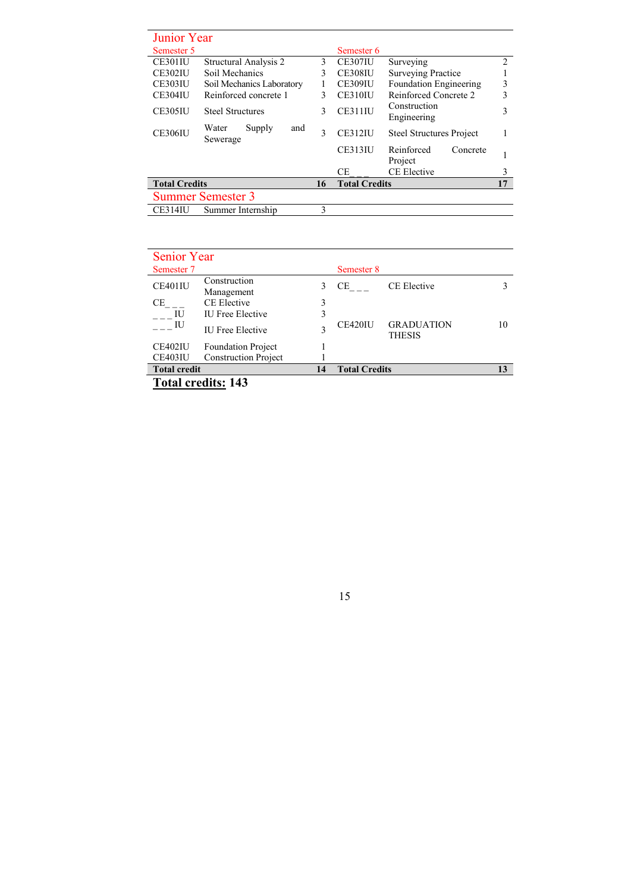## Junior Year

| Semester 5 | | | Semester 6 | | |
|---|---|---|---|---|---|
| CE301IU | Structural Analysis 2 | 3 | CE307IU | Surveying | 2 |
| CE302IU | Soil Mechanics | 3 | CE308IU | Surveying Practice | 1 |
| CE303IU | Soil Mechanics Laboratory | 1 | CE309IU | Foundation Engineering | 3 |
| CE304IU | Reinforced concrete 1 | 3 | CE310IU | Reinforced Concrete 2 | 3 |
| CE305IU | Steel Structures | 3 | CE311IU | Construction Engineering | 3 |
| CE306IU | Water Supply and Sewerage | 3 | CE312IU | Steel Structures Project | 1 |
| | | | CE313IU | Reinforced Concrete Project | 1 |
| | | | CE _ _ _ | CE Elective | 3 |
| **Total Credits** | | **16** | **Total Credits** | | **17** |

## Summer Semester 3

| | | |
|---|---|---|
| CE314IU | Summer Internship | 3 |

## Senior Year

| Semester 7 | | | Semester 8 | | |
|---|---|---|---|---|---|
| CE401IU | Construction Management | 3 | CE_ _ _ | CE Elective | 3 |
| CE_ _ _ | CE Elective | 3 | | | |
| _ _ _ IU | IU Free Elective | 3 | | | |
| _ _ _ IU | IU Free Elective | 3 | CE420IU | GRADUATION THESIS | 10 |
| CE402IU | Foundation Project | 1 | | | |
| CE403IU | Construction Project | 1 | | | |
| **Total credit** | | **14** | **Total Credits** | | **13** |

**<u>Total credits:</u> 143**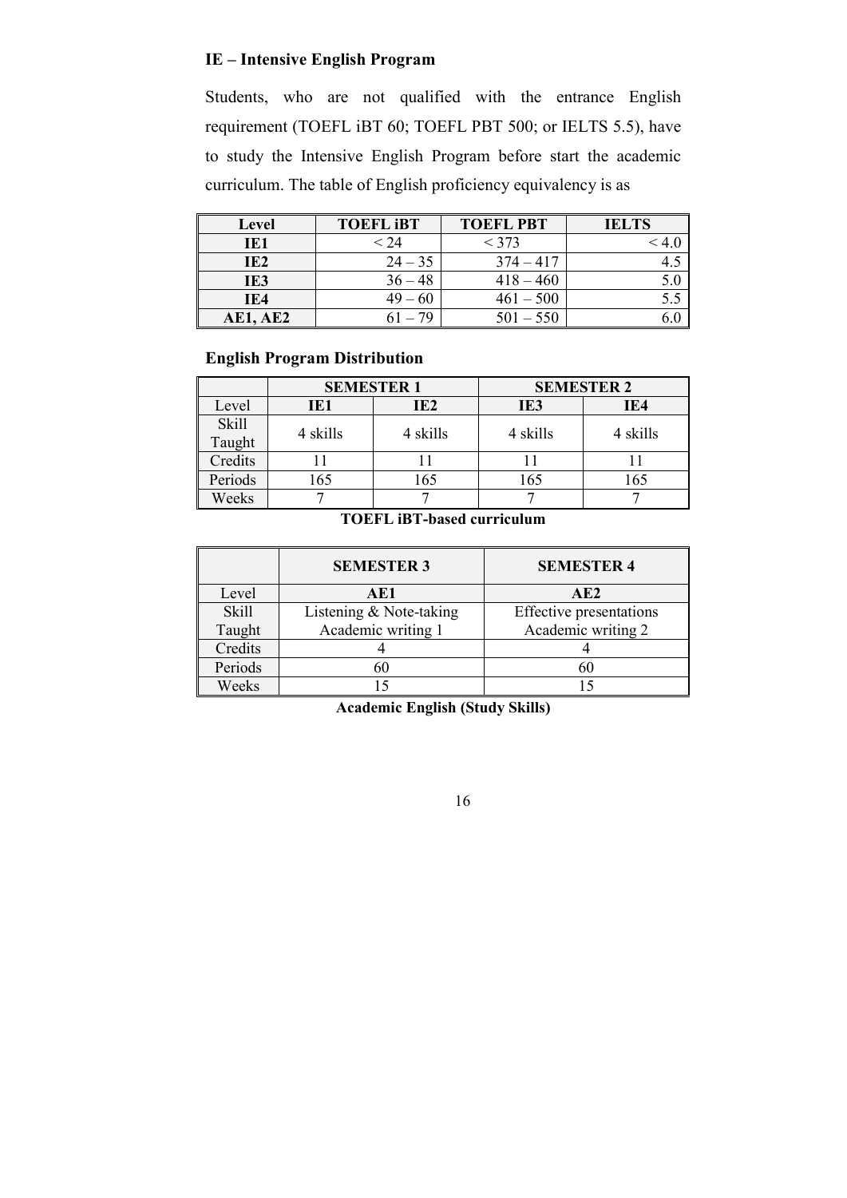### IE – Intensive English Program

Students, who are not qualified with the entrance English requirement (TOEFL iBT 60; TOEFL PBT 500; or IELTS 5.5), have to study the Intensive English Program before start the academic curriculum. The table of English proficiency equivalency is as

| Level | TOEFL iBT | TOEFL PBT | IELTS |
|---|---|---|---|
| **IE1** | < 24 | < 373 | < 4.0 |
| **IE2** | 24 – 35 | 374 – 417 | 4.5 |
| **IE3** | 36 – 48 | 418 – 460 | 5.0 |
| **IE4** | 49 – 60 | 461 – 500 | 5.5 |
| **AE1, AE2** | 61 – 79 | 501 – 550 | 6.0 |

### English Program Distribution

| | SEMESTER 1 | | SEMESTER 2 | |
|---|---|---|---|---|
| Level | **IE1** | **IE2** | **IE3** | **IE4** |
| Skill Taught | 4 skills | 4 skills | 4 skills | 4 skills |
| Credits | 11 | 11 | 11 | 11 |
| Periods | 165 | 165 | 165 | 165 |
| Weeks | 7 | 7 | 7 | 7 |

**TOEFL iBT-based curriculum**

| | SEMESTER 3 | SEMESTER 4 |
|---|---|---|
| Level | **AE1** | **AE2** |
| Skill Taught | Listening & Note-taking<br>Academic writing 1 | Effective presentations<br>Academic writing 2 |
| Credits | 4 | 4 |
| Periods | 60 | 60 |
| Weeks | 15 | 15 |

**Academic English (Study Skills)**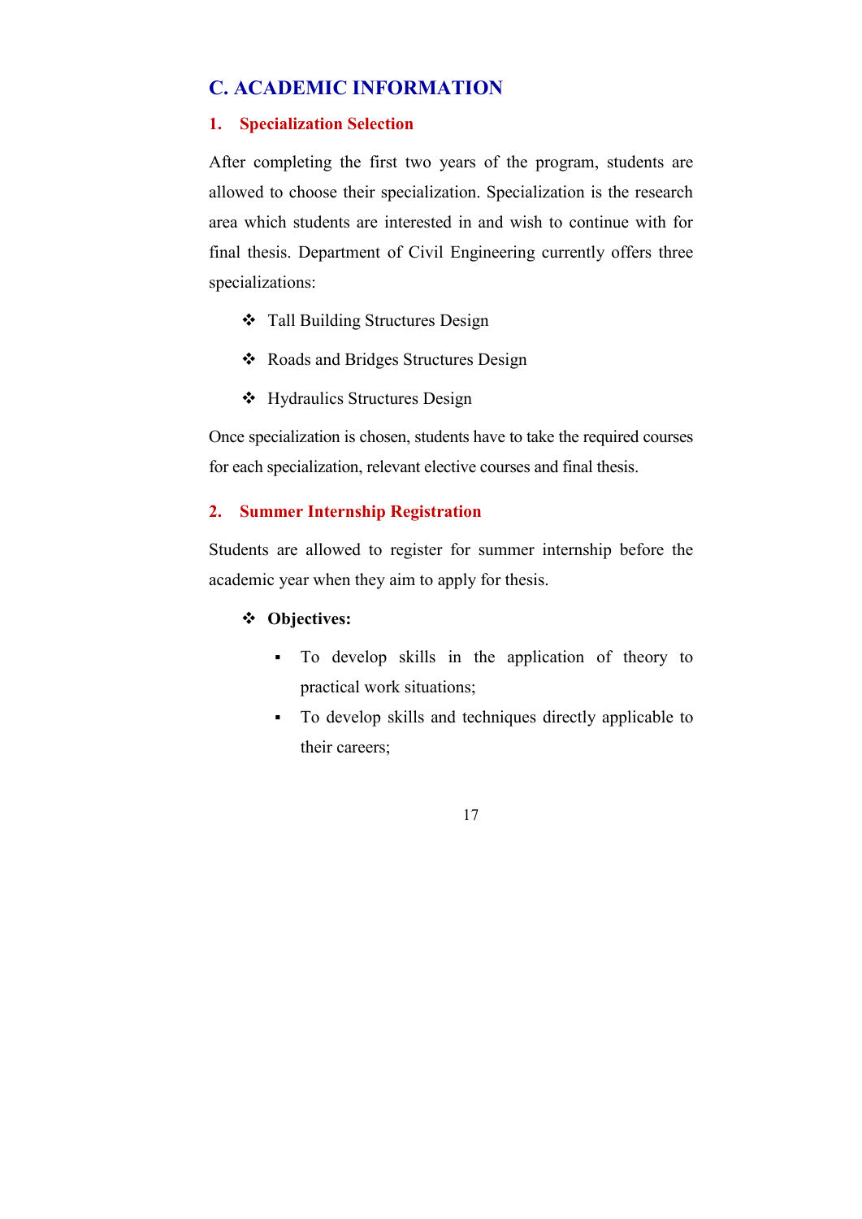## C. ACADEMIC INFORMATION

### 1. Specialization Selection

After completing the first two years of the program, students are allowed to choose their specialization. Specialization is the research area which students are interested in and wish to continue with for final thesis. Department of Civil Engineering currently offers three specializations:

- Tall Building Structures Design
- Roads and Bridges Structures Design
- Hydraulics Structures Design

Once specialization is chosen, students have to take the required courses for each specialization, relevant elective courses and final thesis.

### 2. Summer Internship Registration

Students are allowed to register for summer internship before the academic year when they aim to apply for thesis.

- **Objectives:**
  - To develop skills in the application of theory to practical work situations;
  - To develop skills and techniques directly applicable to their careers;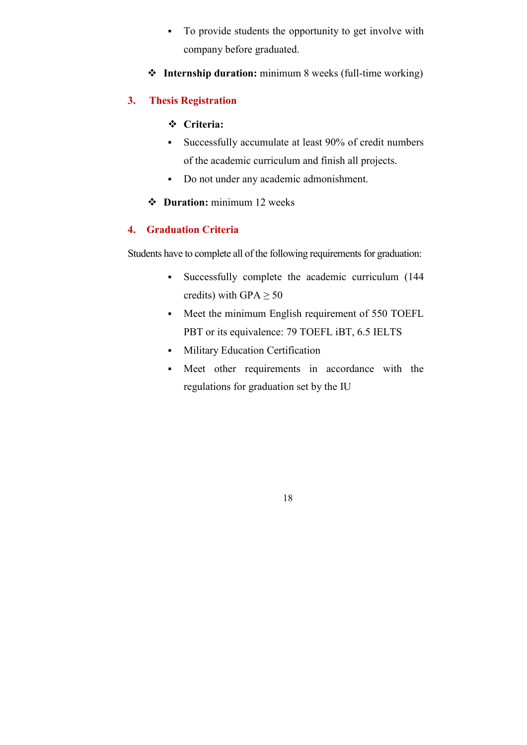- To provide students the opportunity to get involve with company before graduated.

❖ **Internship duration:** minimum 8 weeks (full-time working)

## 3. Thesis Registration

❖ **Criteria:**

- Successfully accumulate at least 90% of credit numbers of the academic curriculum and finish all projects.
- Do not under any academic admonishment.

❖ **Duration:** minimum 12 weeks

## 4. Graduation Criteria

Students have to complete all of the following requirements for graduation:

- Successfully complete the academic curriculum (144 credits) with GPA $\geq$ 50
- Meet the minimum English requirement of 550 TOEFL PBT or its equivalence: 79 TOEFL iBT, 6.5 IELTS
- Military Education Certification
- Meet other requirements in accordance with the regulations for graduation set by the IU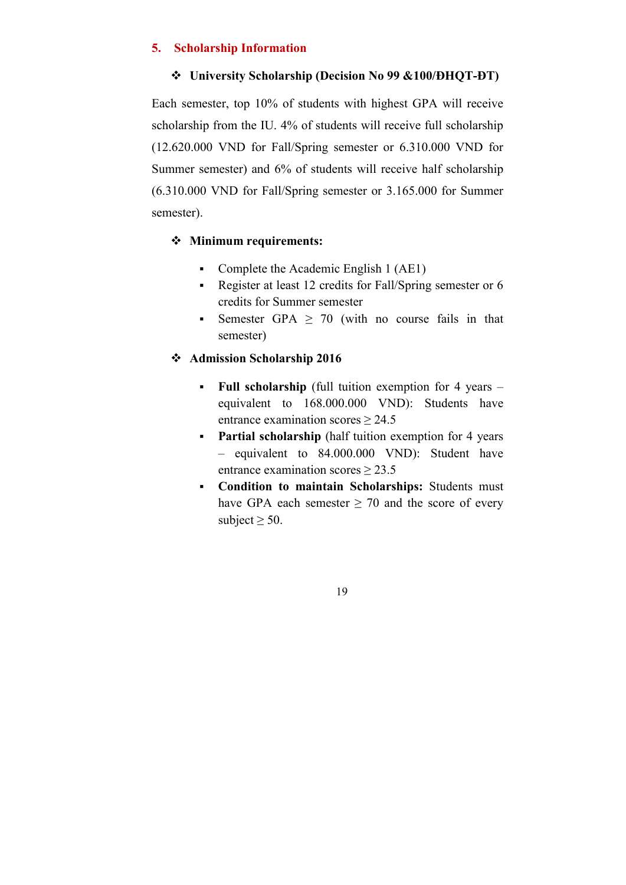## 5. Scholarship Information

### ❖ University Scholarship (Decision No 99 &100/ĐHQT-ĐT)

Each semester, top 10% of students with highest GPA will receive scholarship from the IU. 4% of students will receive full scholarship (12.620.000 VND for Fall/Spring semester or 6.310.000 VND for Summer semester) and 6% of students will receive half scholarship (6.310.000 VND for Fall/Spring semester or 3.165.000 for Summer semester).

### ❖ Minimum requirements:

- Complete the Academic English 1 (AE1)
- Register at least 12 credits for Fall/Spring semester or 6 credits for Summer semester
- Semester GPA $\geq$ 70 (with no course fails in that semester)

### ❖ Admission Scholarship 2016

- **Full scholarship** (full tuition exemption for 4 years – equivalent to 168.000.000 VND): Students have entrance examination scores $\geq$ 24.5
- **Partial scholarship** (half tuition exemption for 4 years – equivalent to 84.000.000 VND): Student have entrance examination scores $\geq$ 23.5
- **Condition to maintain Scholarships:** Students must have GPA each semester $\geq$ 70 and the score of every subject $\geq$ 50.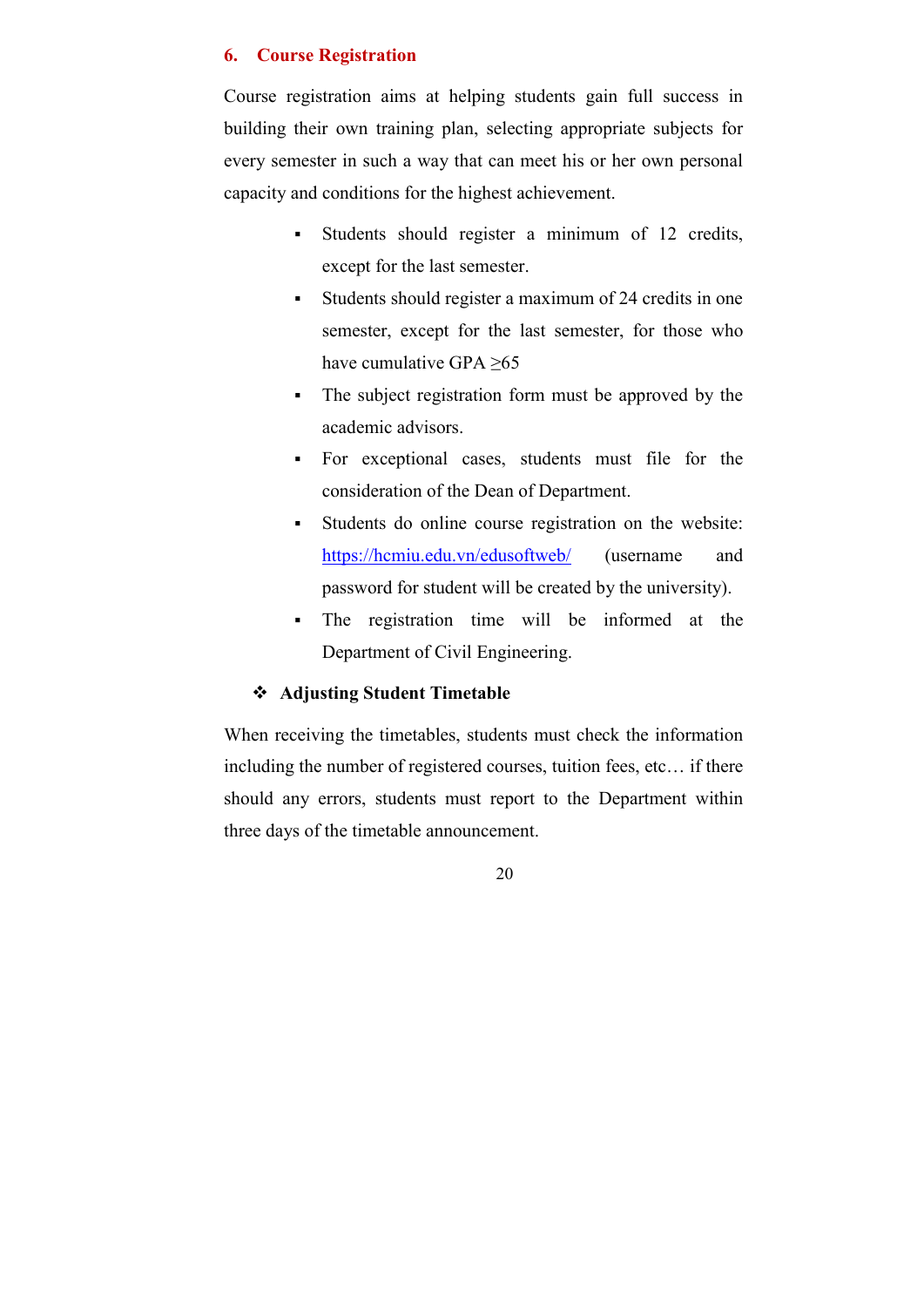## 6. Course Registration

Course registration aims at helping students gain full success in building their own training plan, selecting appropriate subjects for every semester in such a way that can meet his or her own personal capacity and conditions for the highest achievement.

- Students should register a minimum of 12 credits, except for the last semester.
- Students should register a maximum of 24 credits in one semester, except for the last semester, for those who have cumulative GPA ≥65
- The subject registration form must be approved by the academic advisors.
- For exceptional cases, students must file for the consideration of the Dean of Department.
- Students do online course registration on the website: https://hcmiu.edu.vn/edusoftweb/ (username and password for student will be created by the university).
- The registration time will be informed at the Department of Civil Engineering.

### ❖ Adjusting Student Timetable

When receiving the timetables, students must check the information including the number of registered courses, tuition fees, etc… if there should any errors, students must report to the Department within three days of the timetable announcement.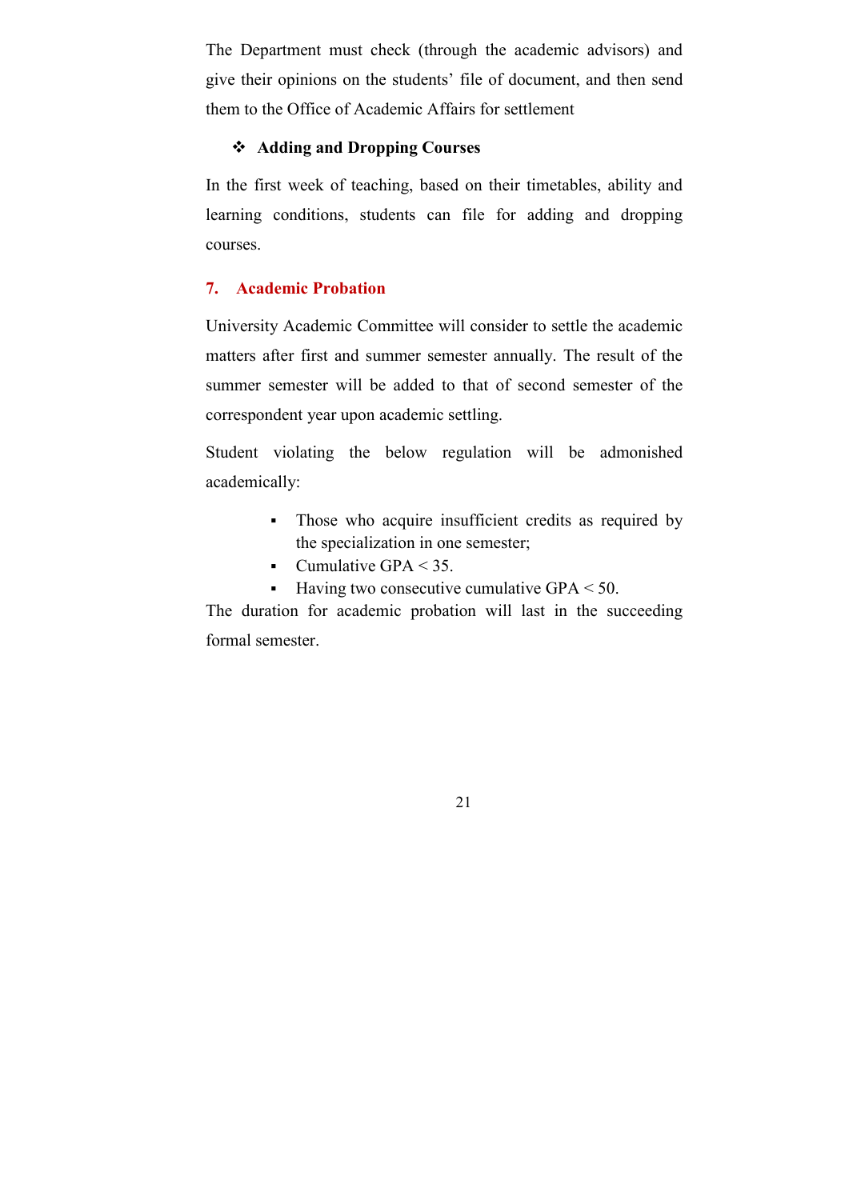The Department must check (through the academic advisors) and give their opinions on the students' file of document, and then send them to the Office of Academic Affairs for settlement

- **Adding and Dropping Courses**

In the first week of teaching, based on their timetables, ability and learning conditions, students can file for adding and dropping courses.

## 7. Academic Probation

University Academic Committee will consider to settle the academic matters after first and summer semester annually. The result of the summer semester will be added to that of second semester of the correspondent year upon academic settling.

Student violating the below regulation will be admonished academically:

- Those who acquire insufficient credits as required by the specialization in one semester;
- Cumulative GPA < 35.
- Having two consecutive cumulative GPA < 50.

The duration for academic probation will last in the succeeding formal semester.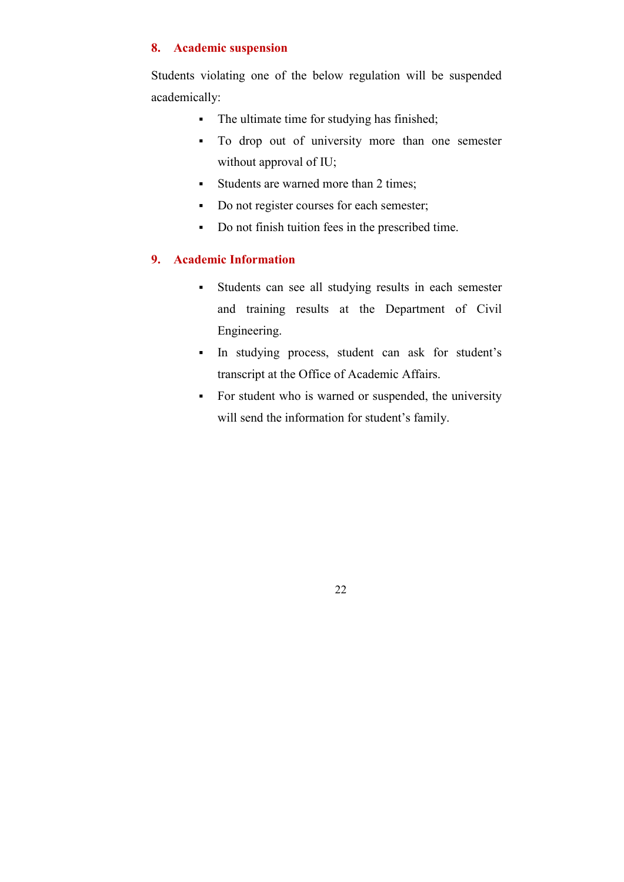## 8. Academic suspension

Students violating one of the below regulation will be suspended academically:

- The ultimate time for studying has finished;
- To drop out of university more than one semester without approval of IU;
- Students are warned more than 2 times;
- Do not register courses for each semester;
- Do not finish tuition fees in the prescribed time.

## 9. Academic Information

- Students can see all studying results in each semester and training results at the Department of Civil Engineering.
- In studying process, student can ask for student's transcript at the Office of Academic Affairs.
- For student who is warned or suspended, the university will send the information for student's family.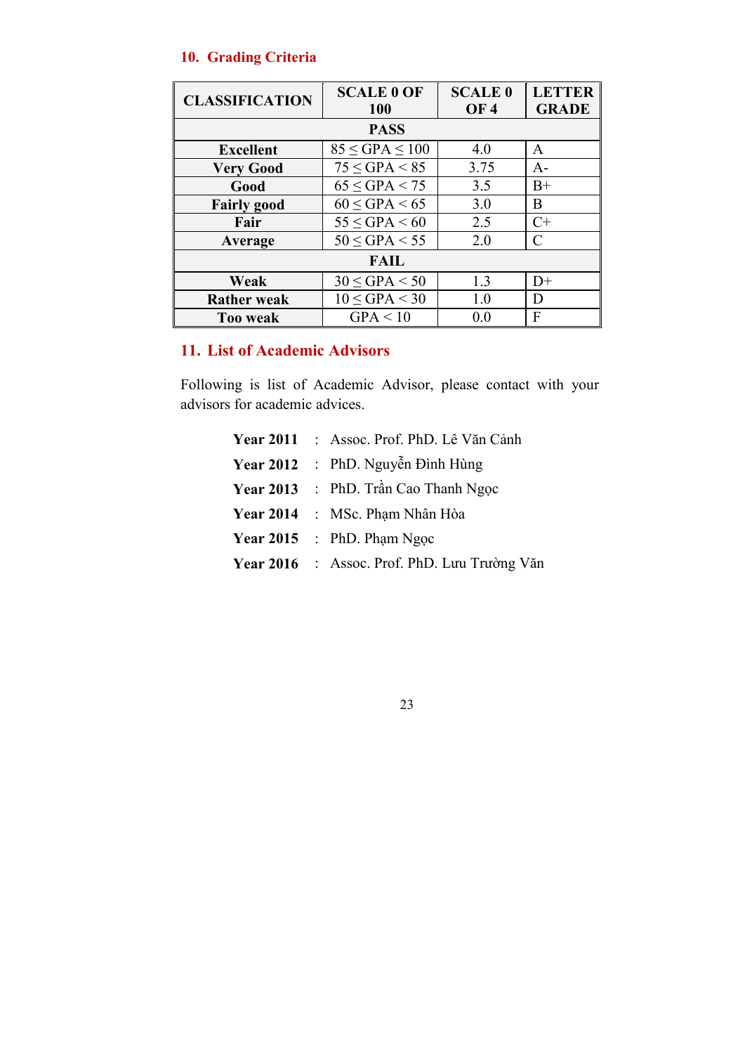## 10. Grading Criteria

| CLASSIFICATION | SCALE 0 OF 100 | SCALE 0 OF 4 | LETTER GRADE |
|---|---|---|---|
| **PASS** | | | |
| **Excellent** | $85 \leq GPA \leq 100$ | 4.0 | A |
| **Very Good** | $75 \leq GPA < 85$ | 3.75 | A- |
| **Good** | $65 \leq GPA < 75$ | 3.5 | B+ |
| **Fairly good** | $60 \leq GPA < 65$ | 3.0 | B |
| **Fair** | $55 \leq GPA < 60$ | 2.5 | C+ |
| **Average** | $50 \leq GPA < 55$ | 2.0 | C |
| **FAIL** | | | |
| **Weak** | $30 \leq GPA < 50$ | 1.3 | D+ |
| **Rather weak** | $10 \leq GPA < 30$ | 1.0 | D |
| **Too weak** | $GPA < 10$ | 0.0 | F |

## 11. List of Academic Advisors

Following is list of Academic Advisor, please contact with your advisors for academic advices.

**Year 2011** : Assoc. Prof. PhD. Lê Văn Cảnh

**Year 2012** : PhD. Nguyễn Đình Hùng

**Year 2013** : PhD. Trần Cao Thanh Ngọc

**Year 2014** : MSc. Phạm Nhân Hòa

**Year 2015** : PhD. Phạm Ngọc

**Year 2016** : Assoc. Prof. PhD. Lưu Trường Văn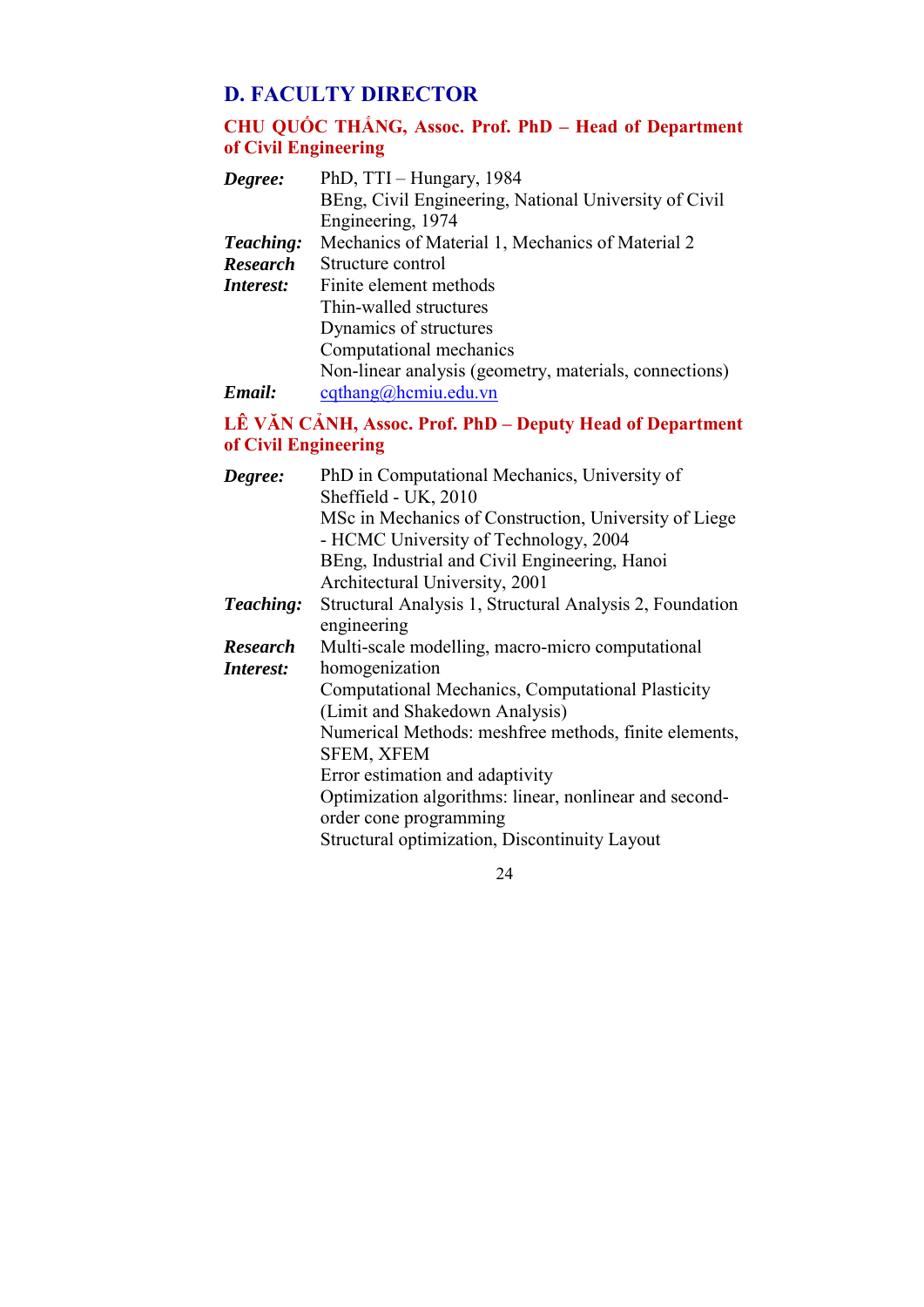## D. FACULTY DIRECTOR

### CHU QUỐC THẮNG, Assoc. Prof. PhD – Head of Department of Civil Engineering

***Degree:*** PhD, TTI – Hungary, 1984
BEng, Civil Engineering, National University of Civil Engineering, 1974

***Teaching:*** Mechanics of Material 1, Mechanics of Material 2

***Research Interest:***
Structure control
Finite element methods
Thin-walled structures
Dynamics of structures
Computational mechanics
Non-linear analysis (geometry, materials, connections)

***Email:*** cqthang@hcmiu.edu.vn

### LÊ VĂN CẢNH, Assoc. Prof. PhD – Deputy Head of Department of Civil Engineering

***Degree:*** PhD in Computational Mechanics, University of Sheffield - UK, 2010
MSc in Mechanics of Construction, University of Liege - HCMC University of Technology, 2004
BEng, Industrial and Civil Engineering, Hanoi Architectural University, 2001

***Teaching:*** Structural Analysis 1, Structural Analysis 2, Foundation engineering

***Research Interest:***
Multi-scale modelling, macro-micro computational homogenization
Computational Mechanics, Computational Plasticity (Limit and Shakedown Analysis)
Numerical Methods: meshfree methods, finite elements, SFEM, XFEM
Error estimation and adaptivity
Optimization algorithms: linear, nonlinear and second-order cone programming
Structural optimization, Discontinuity Layout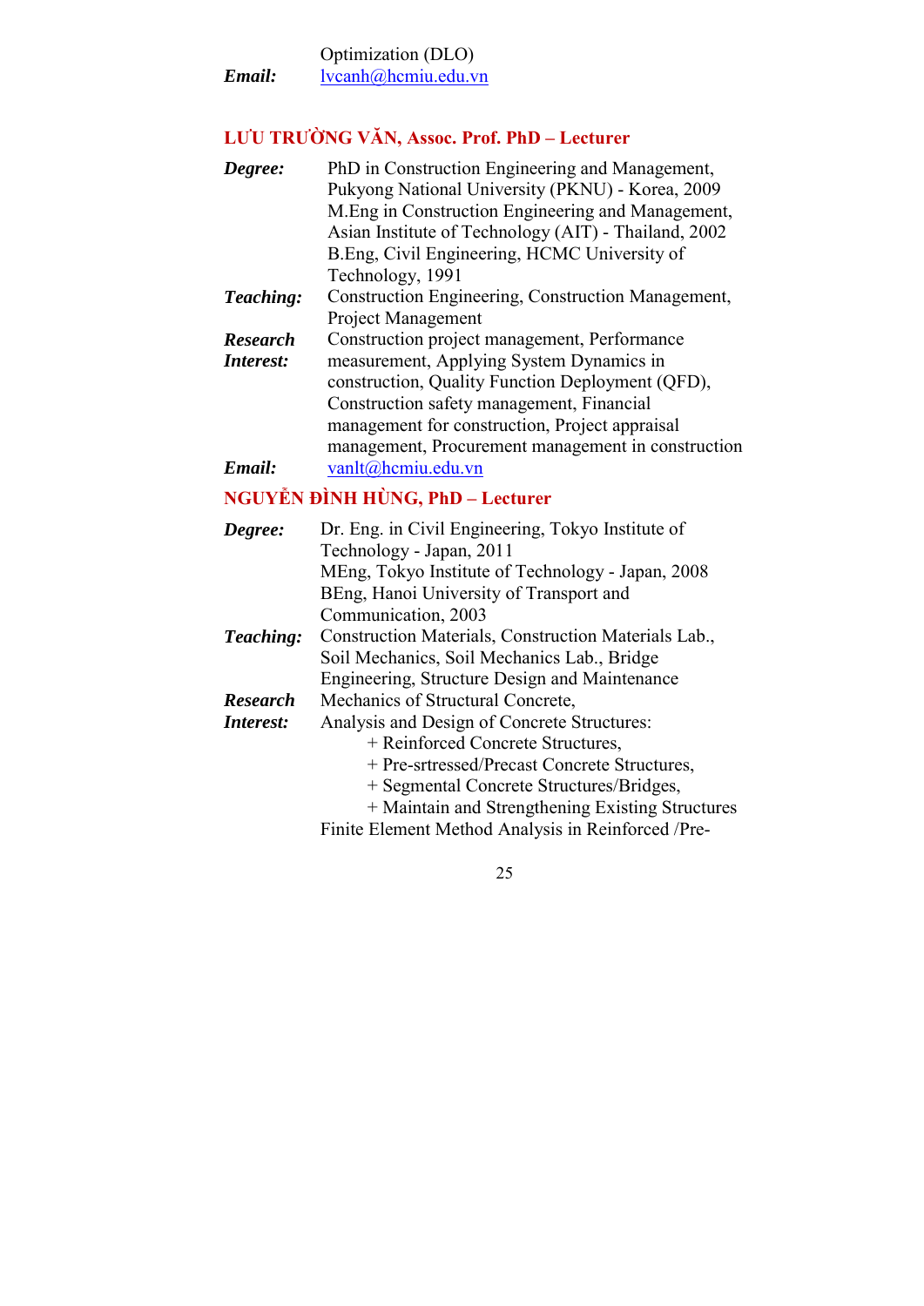Optimization (DLO)

***Email:*** lvcanh@hcmiu.edu.vn

## LƯU TRƯỜNG VĂN, Assoc. Prof. PhD – Lecturer

***Degree:*** PhD in Construction Engineering and Management, Pukyong National University (PKNU) - Korea, 2009
M.Eng in Construction Engineering and Management, Asian Institute of Technology (AIT) - Thailand, 2002
B.Eng, Civil Engineering, HCMC University of Technology, 1991

***Teaching:*** Construction Engineering, Construction Management, Project Management

***Research Interest:*** Construction project management, Performance measurement, Applying System Dynamics in construction, Quality Function Deployment (QFD), Construction safety management, Financial management for construction, Project appraisal management, Procurement management in construction

***Email:*** vanlt@hcmiu.edu.vn

## NGUYỄN ĐÌNH HÙNG, PhD – Lecturer

***Degree:*** Dr. Eng. in Civil Engineering, Tokyo Institute of Technology - Japan, 2011
MEng, Tokyo Institute of Technology - Japan, 2008
BEng, Hanoi University of Transport and Communication, 2003

***Teaching:*** Construction Materials, Construction Materials Lab., Soil Mechanics, Soil Mechanics Lab., Bridge Engineering, Structure Design and Maintenance

***Research Interest:*** Mechanics of Structural Concrete,
Analysis and Design of Concrete Structures:
+ Reinforced Concrete Structures,
+ Pre-srtressed/Precast Concrete Structures,
+ Segmental Concrete Structures/Bridges,
+ Maintain and Strengthening Existing Structures

Finite Element Method Analysis in Reinforced /Pre-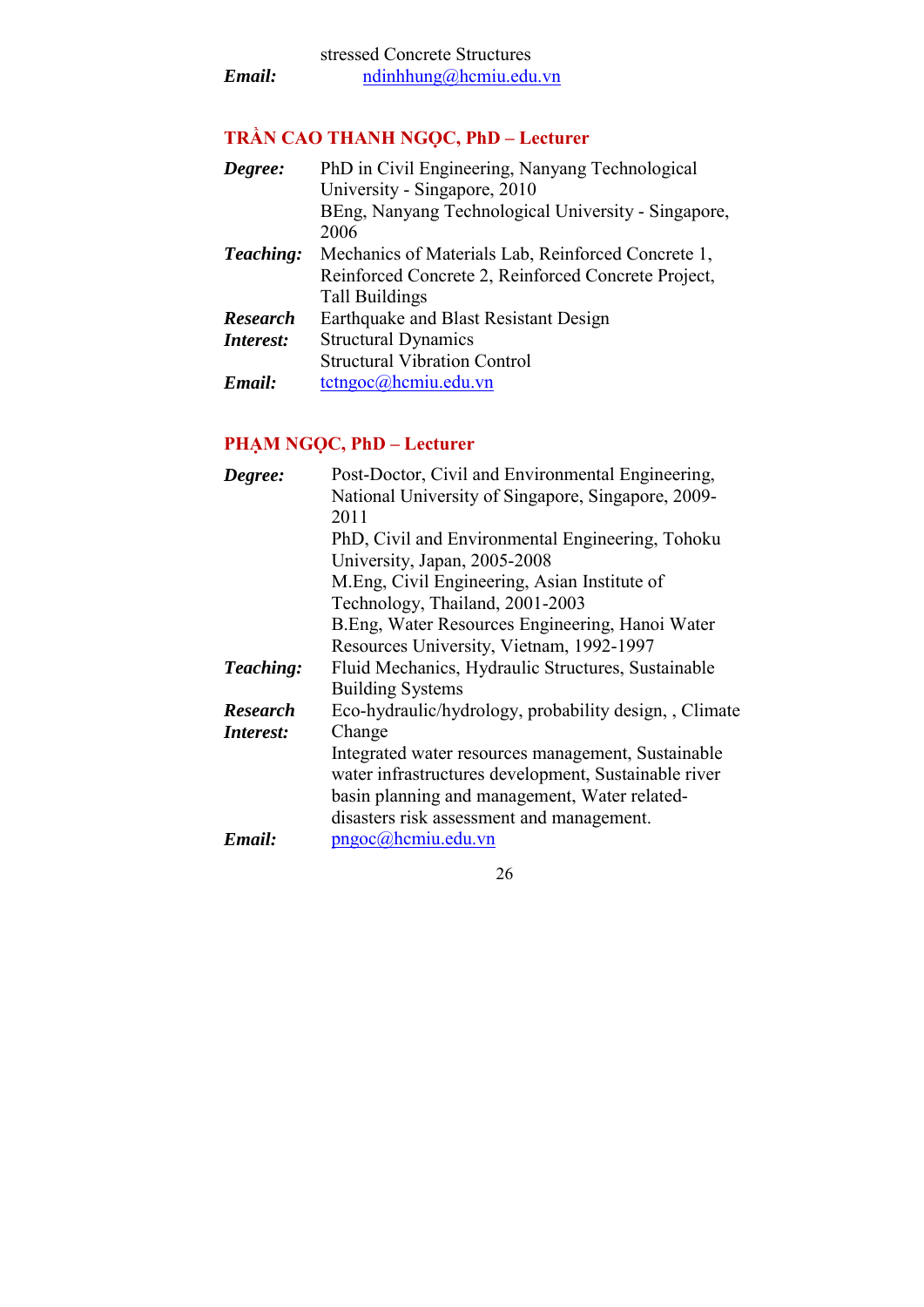stressed Concrete Structures

***Email:*** ndinhhung@hcmiu.edu.vn

## TRẦN CAO THANH NGỌC, PhD – Lecturer

| | |
|---|---|
| ***Degree:*** | PhD in Civil Engineering, Nanyang Technological University - Singapore, 2010<br>BEng, Nanyang Technological University - Singapore, 2006 |
| ***Teaching:*** | Mechanics of Materials Lab, Reinforced Concrete 1, Reinforced Concrete 2, Reinforced Concrete Project, Tall Buildings |
| ***Research Interest:*** | Earthquake and Blast Resistant Design<br>Structural Dynamics<br>Structural Vibration Control |
| ***Email:*** | tctngoc@hcmiu.edu.vn |

## PHẠM NGỌC, PhD – Lecturer

| | |
|---|---|
| ***Degree:*** | Post-Doctor, Civil and Environmental Engineering, National University of Singapore, Singapore, 2009-2011<br>PhD, Civil and Environmental Engineering, Tohoku University, Japan, 2005-2008<br>M.Eng, Civil Engineering, Asian Institute of Technology, Thailand, 2001-2003<br>B.Eng, Water Resources Engineering, Hanoi Water Resources University, Vietnam, 1992-1997 |
| ***Teaching:*** | Fluid Mechanics, Hydraulic Structures, Sustainable Building Systems |
| ***Research Interest:*** | Eco-hydraulic/hydrology, probability design, , Climate Change<br>Integrated water resources management, Sustainable water infrastructures development, Sustainable river basin planning and management, Water related-disasters risk assessment and management. |
| ***Email:*** | pngoc@hcmiu.edu.vn |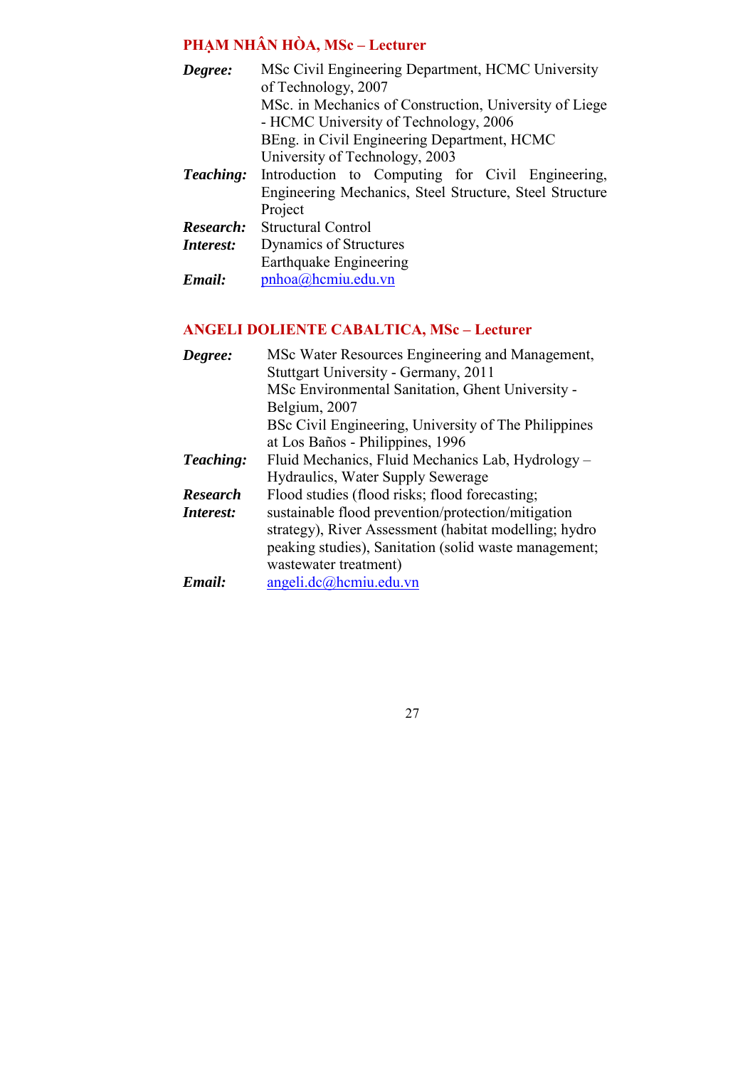## PHẠM NHÂN HÒA, MSc – Lecturer

| | |
|---|---|
| ***Degree:*** | MSc Civil Engineering Department, HCMC University of Technology, 2007<br>MSc. in Mechanics of Construction, University of Liege - HCMC University of Technology, 2006<br>BEng. in Civil Engineering Department, HCMC University of Technology, 2003 |
| ***Teaching:*** | Introduction to Computing for Civil Engineering, Engineering Mechanics, Steel Structure, Steel Structure Project |
| ***Research: Interest:*** | Structural Control<br>Dynamics of Structures<br>Earthquake Engineering |
| ***Email:*** | pnhoa@hcmiu.edu.vn |

## ANGELI DOLIENTE CABALTICA, MSc – Lecturer

| | |
|---|---|
| ***Degree:*** | MSc Water Resources Engineering and Management, Stuttgart University - Germany, 2011<br>MSc Environmental Sanitation, Ghent University - Belgium, 2007<br>BSc Civil Engineering, University of The Philippines at Los Baños - Philippines, 1996 |
| ***Teaching:*** | Fluid Mechanics, Fluid Mechanics Lab, Hydrology – Hydraulics, Water Supply Sewerage |
| ***Research Interest:*** | Flood studies (flood risks; flood forecasting; sustainable flood prevention/protection/mitigation strategy), River Assessment (habitat modelling; hydro peaking studies), Sanitation (solid waste management; wastewater treatment) |
| ***Email:*** | angeli.dc@hcmiu.edu.vn |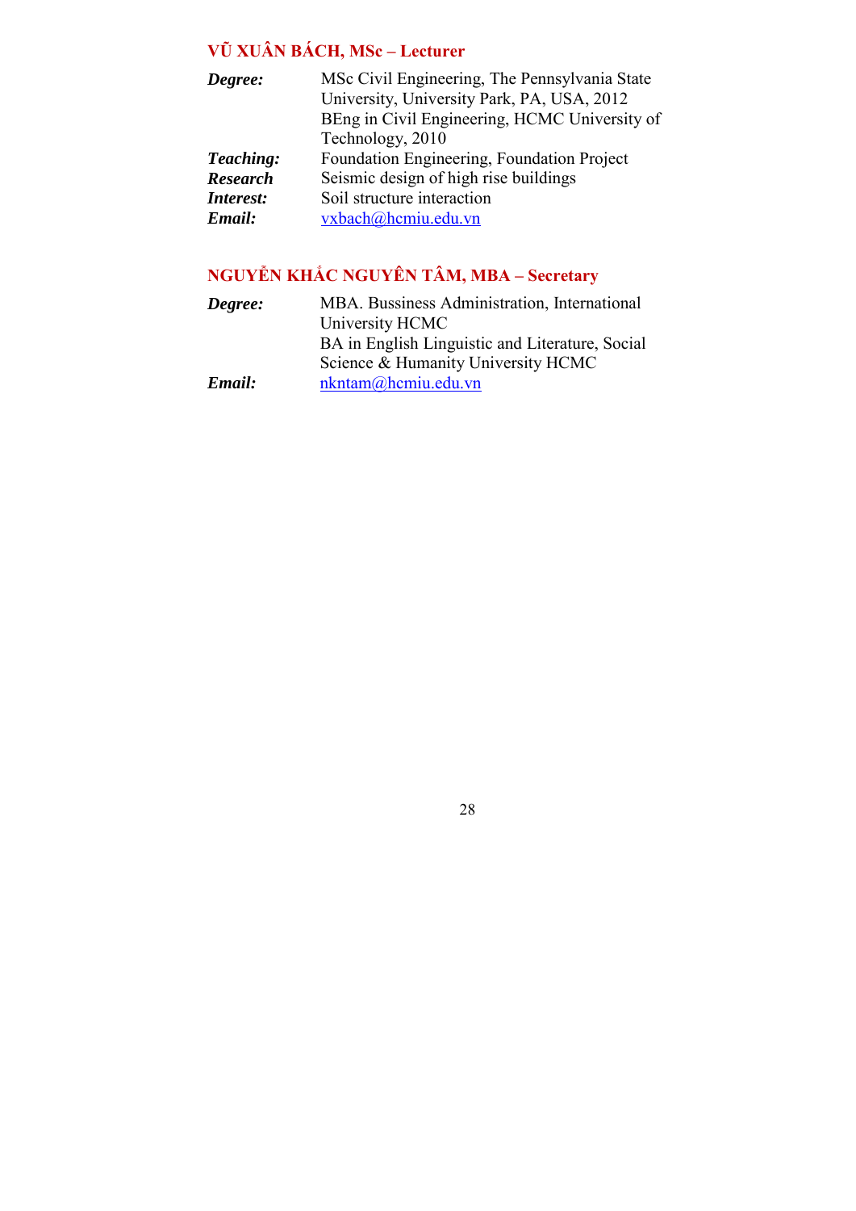### VŨ XUÂN BÁCH, MSc – Lecturer

***Degree:*** MSc Civil Engineering, The Pennsylvania State University, University Park, PA, USA, 2012
BEng in Civil Engineering, HCMC University of Technology, 2010

***Teaching:*** Foundation Engineering, Foundation Project

***Research Interest:*** Seismic design of high rise buildings
Soil structure interaction

***Email:*** vxbach@hcmiu.edu.vn

### NGUYỄN KHẮC NGUYÊN TÂM, MBA – Secretary

***Degree:*** MBA. Bussiness Administration, International University HCMC
BA in English Linguistic and Literature, Social Science & Humanity University HCMC

***Email:*** nkntam@hcmiu.edu.vn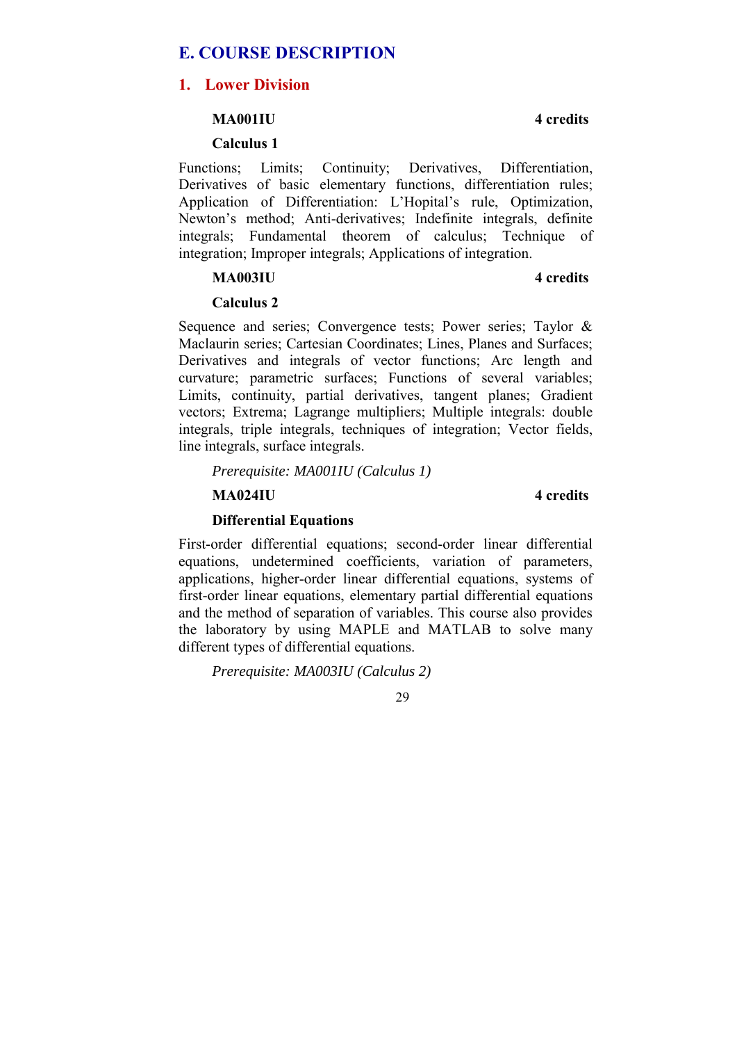## E. COURSE DESCRIPTION

### 1. Lower Division

**MA001IU** **4 credits**

**Calculus 1**

Functions; Limits; Continuity; Derivatives, Differentiation, Derivatives of basic elementary functions, differentiation rules; Application of Differentiation: L'Hopital's rule, Optimization, Newton's method; Anti-derivatives; Indefinite integrals, definite integrals; Fundamental theorem of calculus; Technique of integration; Improper integrals; Applications of integration.

**MA003IU** **4 credits**

**Calculus 2**

Sequence and series; Convergence tests; Power series; Taylor & Maclaurin series; Cartesian Coordinates; Lines, Planes and Surfaces; Derivatives and integrals of vector functions; Arc length and curvature; parametric surfaces; Functions of several variables; Limits, continuity, partial derivatives, tangent planes; Gradient vectors; Extrema; Lagrange multipliers; Multiple integrals: double integrals, triple integrals, techniques of integration; Vector fields, line integrals, surface integrals.

*Prerequisite: MA001IU (Calculus 1)*

**MA024IU** **4 credits**

**Differential Equations**

First-order differential equations; second-order linear differential equations, undetermined coefficients, variation of parameters, applications, higher-order linear differential equations, systems of first-order linear equations, elementary partial differential equations and the method of separation of variables. This course also provides the laboratory by using MAPLE and MATLAB to solve many different types of differential equations.

*Prerequisite: MA003IU (Calculus 2)*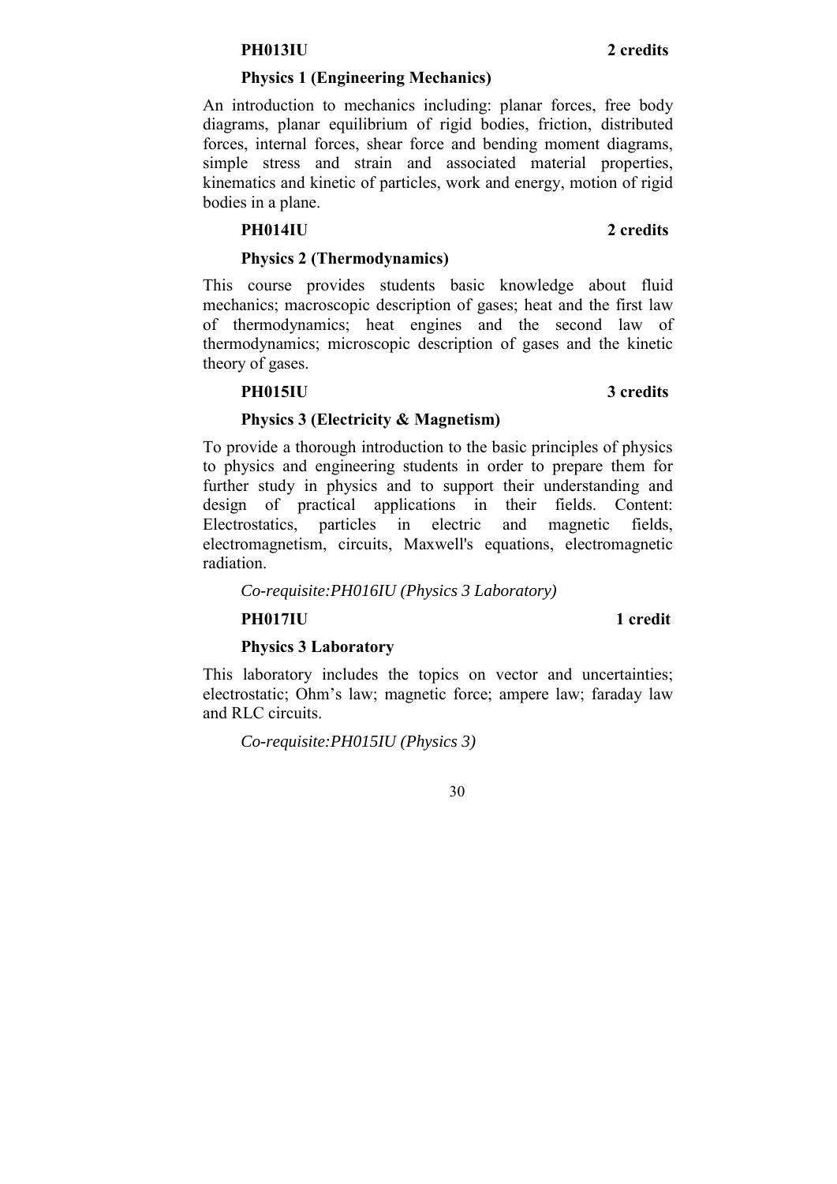**PH013IU** **2 credits**

**Physics 1 (Engineering Mechanics)**

An introduction to mechanics including: planar forces, free body diagrams, planar equilibrium of rigid bodies, friction, distributed forces, internal forces, shear force and bending moment diagrams, simple stress and strain and associated material properties, kinematics and kinetic of particles, work and energy, motion of rigid bodies in a plane.

**PH014IU** **2 credits**

**Physics 2 (Thermodynamics)**

This course provides students basic knowledge about fluid mechanics; macroscopic description of gases; heat and the first law of thermodynamics; heat engines and the second law of thermodynamics; microscopic description of gases and the kinetic theory of gases.

**PH015IU** **3 credits**

**Physics 3 (Electricity & Magnetism)**

To provide a thorough introduction to the basic principles of physics to physics and engineering students in order to prepare them for further study in physics and to support their understanding and design of practical applications in their fields. Content: Electrostatics, particles in electric and magnetic fields, electromagnetism, circuits, Maxwell's equations, electromagnetic radiation.

*Co-requisite:PH016IU (Physics 3 Laboratory)*

**PH017IU** **1 credit**

**Physics 3 Laboratory**

This laboratory includes the topics on vector and uncertainties; electrostatic; Ohm’s law; magnetic force; ampere law; faraday law and RLC circuits.

*Co-requisite:PH015IU (Physics 3)*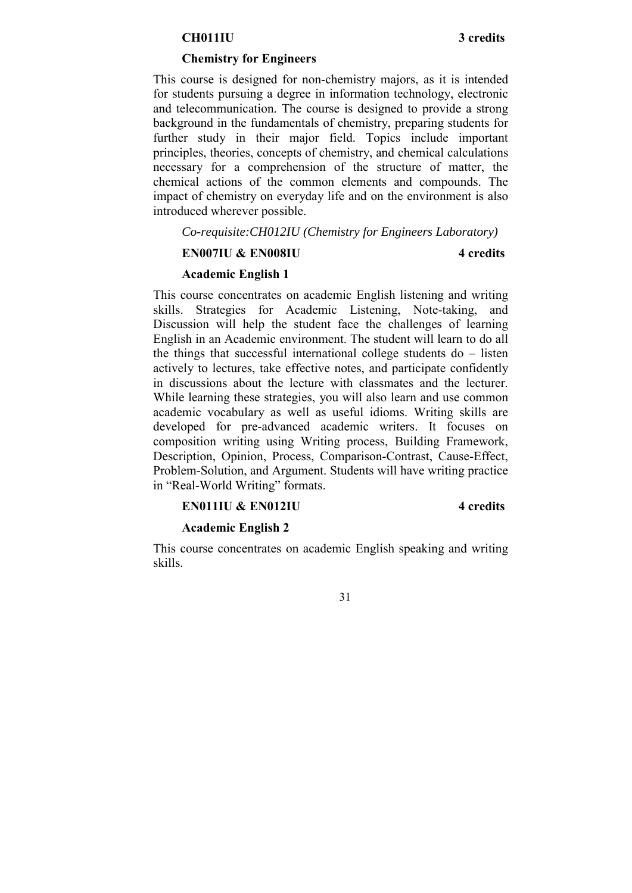**CH011IU** **3 credits**

**Chemistry for Engineers**

This course is designed for non-chemistry majors, as it is intended for students pursuing a degree in information technology, electronic and telecommunication. The course is designed to provide a strong background in the fundamentals of chemistry, preparing students for further study in their major field. Topics include important principles, theories, concepts of chemistry, and chemical calculations necessary for a comprehension of the structure of matter, the chemical actions of the common elements and compounds. The impact of chemistry on everyday life and on the environment is also introduced wherever possible.

*Co-requisite:CH012IU (Chemistry for Engineers Laboratory)*

**EN007IU & EN008IU** **4 credits**

**Academic English 1**

This course concentrates on academic English listening and writing skills. Strategies for Academic Listening, Note-taking, and Discussion will help the student face the challenges of learning English in an Academic environment. The student will learn to do all the things that successful international college students do – listen actively to lectures, take effective notes, and participate confidently in discussions about the lecture with classmates and the lecturer. While learning these strategies, you will also learn and use common academic vocabulary as well as useful idioms. Writing skills are developed for pre-advanced academic writers. It focuses on composition writing using Writing process, Building Framework, Description, Opinion, Process, Comparison-Contrast, Cause-Effect, Problem-Solution, and Argument. Students will have writing practice in "Real-World Writing" formats.

**EN011IU & EN012IU** **4 credits**

**Academic English 2**

This course concentrates on academic English speaking and writing skills.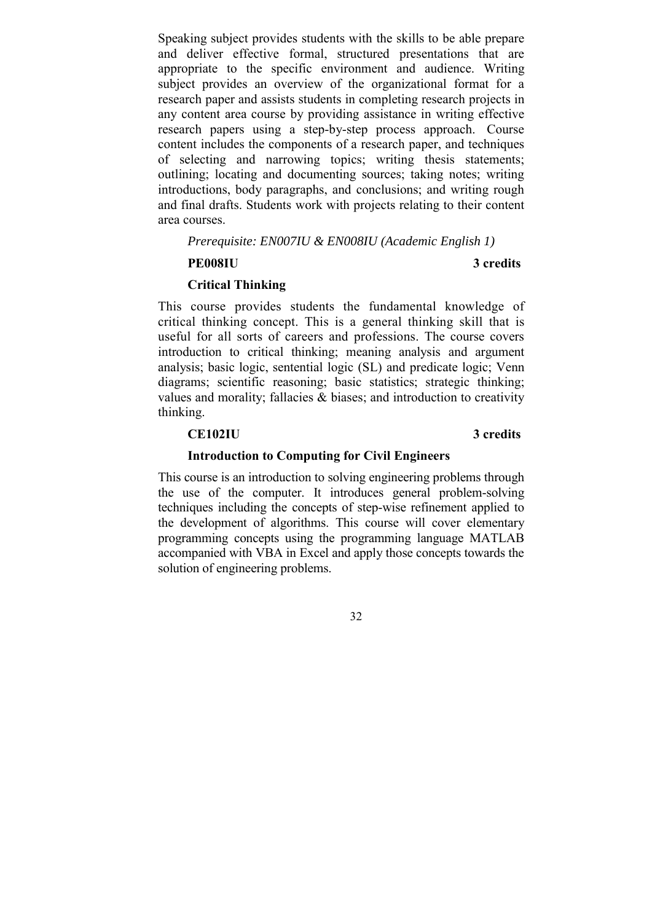Speaking subject provides students with the skills to be able prepare and deliver effective formal, structured presentations that are appropriate to the specific environment and audience. Writing subject provides an overview of the organizational format for a research paper and assists students in completing research projects in any content area course by providing assistance in writing effective research papers using a step-by-step process approach. Course content includes the components of a research paper, and techniques of selecting and narrowing topics; writing thesis statements; outlining; locating and documenting sources; taking notes; writing introductions, body paragraphs, and conclusions; and writing rough and final drafts. Students work with projects relating to their content area courses.

*Prerequisite: EN007IU & EN008IU (Academic English 1)*

**PE008IU** **3 credits**

**Critical Thinking**

This course provides students the fundamental knowledge of critical thinking concept. This is a general thinking skill that is useful for all sorts of careers and professions. The course covers introduction to critical thinking; meaning analysis and argument analysis; basic logic, sentential logic (SL) and predicate logic; Venn diagrams; scientific reasoning; basic statistics; strategic thinking; values and morality; fallacies & biases; and introduction to creativity thinking.

**CE102IU** **3 credits**

**Introduction to Computing for Civil Engineers**

This course is an introduction to solving engineering problems through the use of the computer. It introduces general problem-solving techniques including the concepts of step-wise refinement applied to the development of algorithms. This course will cover elementary programming concepts using the programming language MATLAB accompanied with VBA in Excel and apply those concepts towards the solution of engineering problems.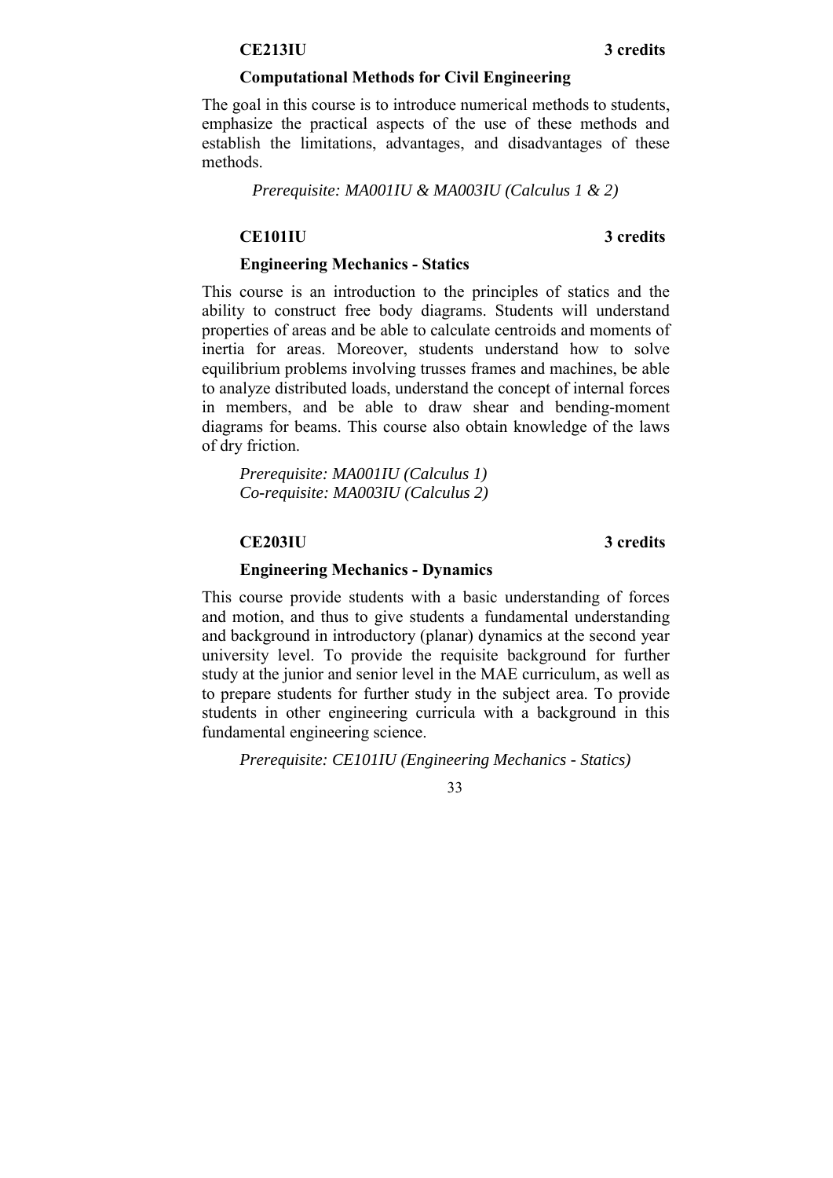**CE213IU** **3 credits**

**Computational Methods for Civil Engineering**

The goal in this course is to introduce numerical methods to students, emphasize the practical aspects of the use of these methods and establish the limitations, advantages, and disadvantages of these methods.

*Prerequisite: MA001IU & MA003IU (Calculus 1 & 2)*

**CE101IU** **3 credits**

**Engineering Mechanics - Statics**

This course is an introduction to the principles of statics and the ability to construct free body diagrams. Students will understand properties of areas and be able to calculate centroids and moments of inertia for areas. Moreover, students understand how to solve equilibrium problems involving trusses frames and machines, be able to analyze distributed loads, understand the concept of internal forces in members, and be able to draw shear and bending-moment diagrams for beams. This course also obtain knowledge of the laws of dry friction.

*Prerequisite: MA001IU (Calculus 1)*
*Co-requisite: MA003IU (Calculus 2)*

**CE203IU** **3 credits**

**Engineering Mechanics - Dynamics**

This course provide students with a basic understanding of forces and motion, and thus to give students a fundamental understanding and background in introductory (planar) dynamics at the second year university level. To provide the requisite background for further study at the junior and senior level in the MAE curriculum, as well as to prepare students for further study in the subject area. To provide students in other engineering curricula with a background in this fundamental engineering science.

*Prerequisite: CE101IU (Engineering Mechanics - Statics)*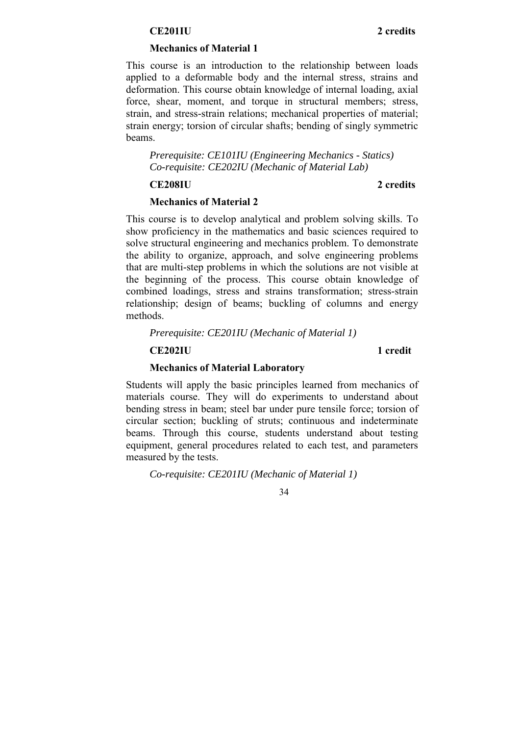**CE201IU** **2 credits**

**Mechanics of Material 1**

This course is an introduction to the relationship between loads applied to a deformable body and the internal stress, strains and deformation. This course obtain knowledge of internal loading, axial force, shear, moment, and torque in structural members; stress, strain, and stress-strain relations; mechanical properties of material; strain energy; torsion of circular shafts; bending of singly symmetric beams.

*Prerequisite: CE101IU (Engineering Mechanics - Statics)*
*Co-requisite: CE202IU (Mechanic of Material Lab)*

**CE208IU** **2 credits**

**Mechanics of Material 2**

This course is to develop analytical and problem solving skills. To show proficiency in the mathematics and basic sciences required to solve structural engineering and mechanics problem. To demonstrate the ability to organize, approach, and solve engineering problems that are multi-step problems in which the solutions are not visible at the beginning of the process. This course obtain knowledge of combined loadings, stress and strains transformation; stress-strain relationship; design of beams; buckling of columns and energy methods.

*Prerequisite: CE201IU (Mechanic of Material 1)*

**CE202IU** **1 credit**

**Mechanics of Material Laboratory**

Students will apply the basic principles learned from mechanics of materials course. They will do experiments to understand about bending stress in beam; steel bar under pure tensile force; torsion of circular section; buckling of struts; continuous and indeterminate beams. Through this course, students understand about testing equipment, general procedures related to each test, and parameters measured by the tests.

*Co-requisite: CE201IU (Mechanic of Material 1)*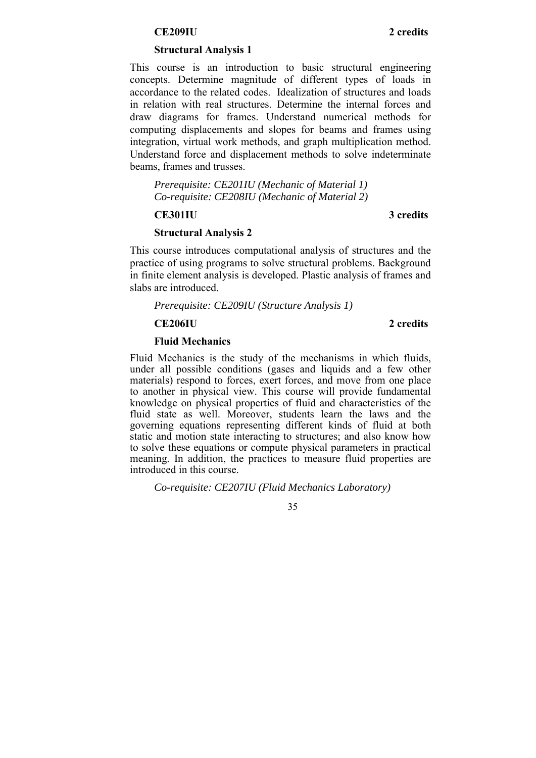**CE209IU** **2 credits**

**Structural Analysis 1**

This course is an introduction to basic structural engineering concepts. Determine magnitude of different types of loads in accordance to the related codes. Idealization of structures and loads in relation with real structures. Determine the internal forces and draw diagrams for frames. Understand numerical methods for computing displacements and slopes for beams and frames using integration, virtual work methods, and graph multiplication method. Understand force and displacement methods to solve indeterminate beams, frames and trusses.

*Prerequisite: CE201IU (Mechanic of Material 1)*
*Co-requisite: CE208IU (Mechanic of Material 2)*

**CE301IU** **3 credits**

**Structural Analysis 2**

This course introduces computational analysis of structures and the practice of using programs to solve structural problems. Background in finite element analysis is developed. Plastic analysis of frames and slabs are introduced.

*Prerequisite: CE209IU (Structure Analysis 1)*

**CE206IU** **2 credits**

**Fluid Mechanics**

Fluid Mechanics is the study of the mechanisms in which fluids, under all possible conditions (gases and liquids and a few other materials) respond to forces, exert forces, and move from one place to another in physical view. This course will provide fundamental knowledge on physical properties of fluid and characteristics of the fluid state as well. Moreover, students learn the laws and the governing equations representing different kinds of fluid at both static and motion state interacting to structures; and also know how to solve these equations or compute physical parameters in practical meaning. In addition, the practices to measure fluid properties are introduced in this course.

*Co-requisite: CE207IU (Fluid Mechanics Laboratory)*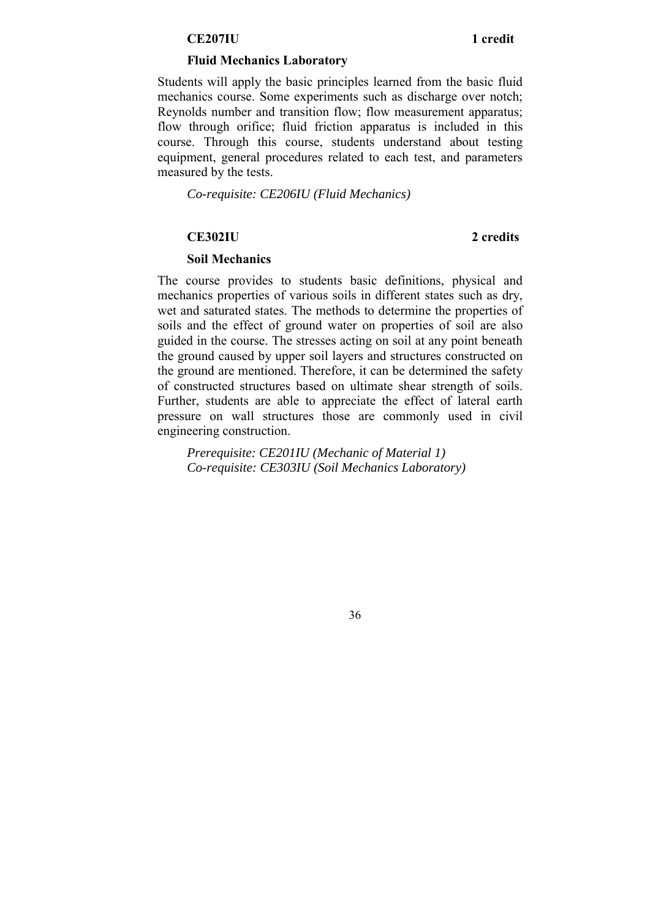**CE207IU** **1 credit**

**Fluid Mechanics Laboratory**

Students will apply the basic principles learned from the basic fluid mechanics course. Some experiments such as discharge over notch; Reynolds number and transition flow; flow measurement apparatus; flow through orifice; fluid friction apparatus is included in this course. Through this course, students understand about testing equipment, general procedures related to each test, and parameters measured by the tests.

*Co-requisite: CE206IU (Fluid Mechanics)*

**CE302IU** **2 credits**

**Soil Mechanics**

The course provides to students basic definitions, physical and mechanics properties of various soils in different states such as dry, wet and saturated states. The methods to determine the properties of soils and the effect of ground water on properties of soil are also guided in the course. The stresses acting on soil at any point beneath the ground caused by upper soil layers and structures constructed on the ground are mentioned. Therefore, it can be determined the safety of constructed structures based on ultimate shear strength of soils. Further, students are able to appreciate the effect of lateral earth pressure on wall structures those are commonly used in civil engineering construction.

*Prerequisite: CE201IU (Mechanic of Material 1)*
*Co-requisite: CE303IU (Soil Mechanics Laboratory)*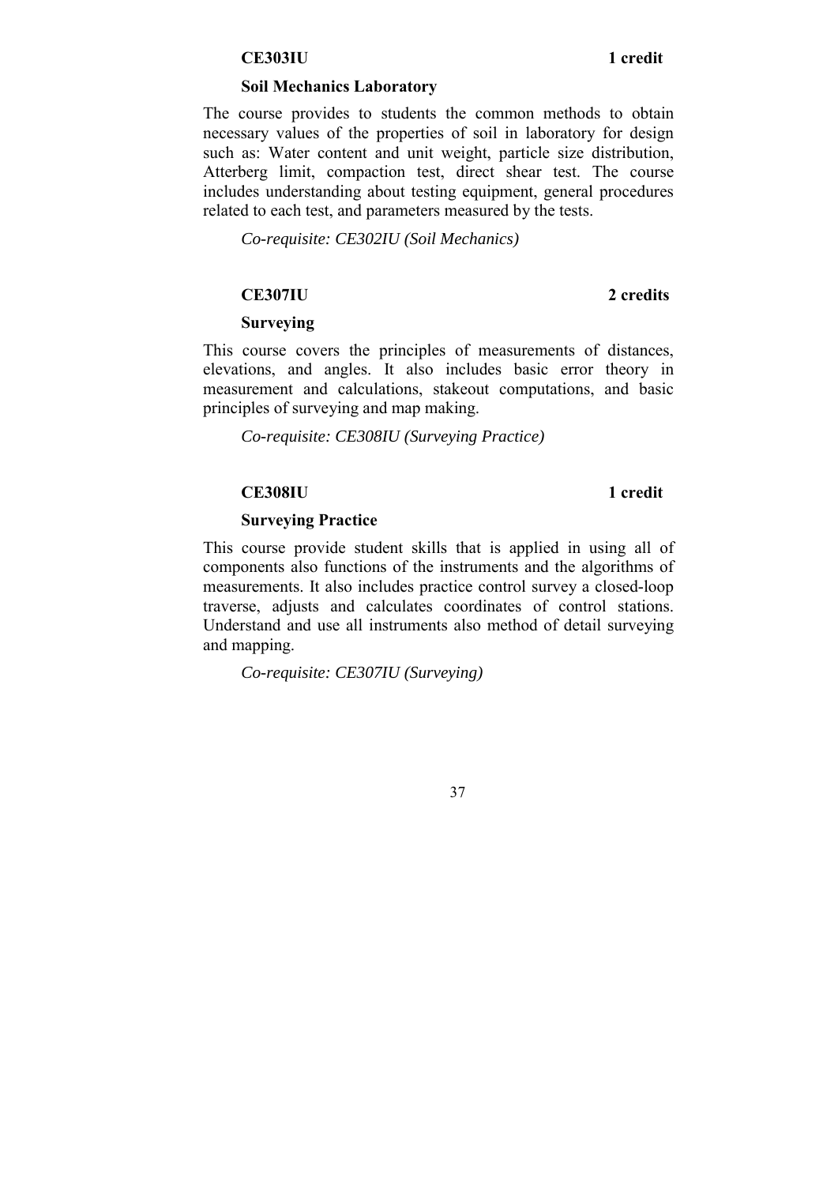**CE303IU** **1 credit**

**Soil Mechanics Laboratory**

The course provides to students the common methods to obtain necessary values of the properties of soil in laboratory for design such as: Water content and unit weight, particle size distribution, Atterberg limit, compaction test, direct shear test. The course includes understanding about testing equipment, general procedures related to each test, and parameters measured by the tests.

*Co-requisite: CE302IU (Soil Mechanics)*

**CE307IU** **2 credits**

**Surveying**

This course covers the principles of measurements of distances, elevations, and angles. It also includes basic error theory in measurement and calculations, stakeout computations, and basic principles of surveying and map making.

*Co-requisite: CE308IU (Surveying Practice)*

**CE308IU** **1 credit**

**Surveying Practice**

This course provide student skills that is applied in using all of components also functions of the instruments and the algorithms of measurements. It also includes practice control survey a closed-loop traverse, adjusts and calculates coordinates of control stations. Understand and use all instruments also method of detail surveying and mapping.

*Co-requisite: CE307IU (Surveying)*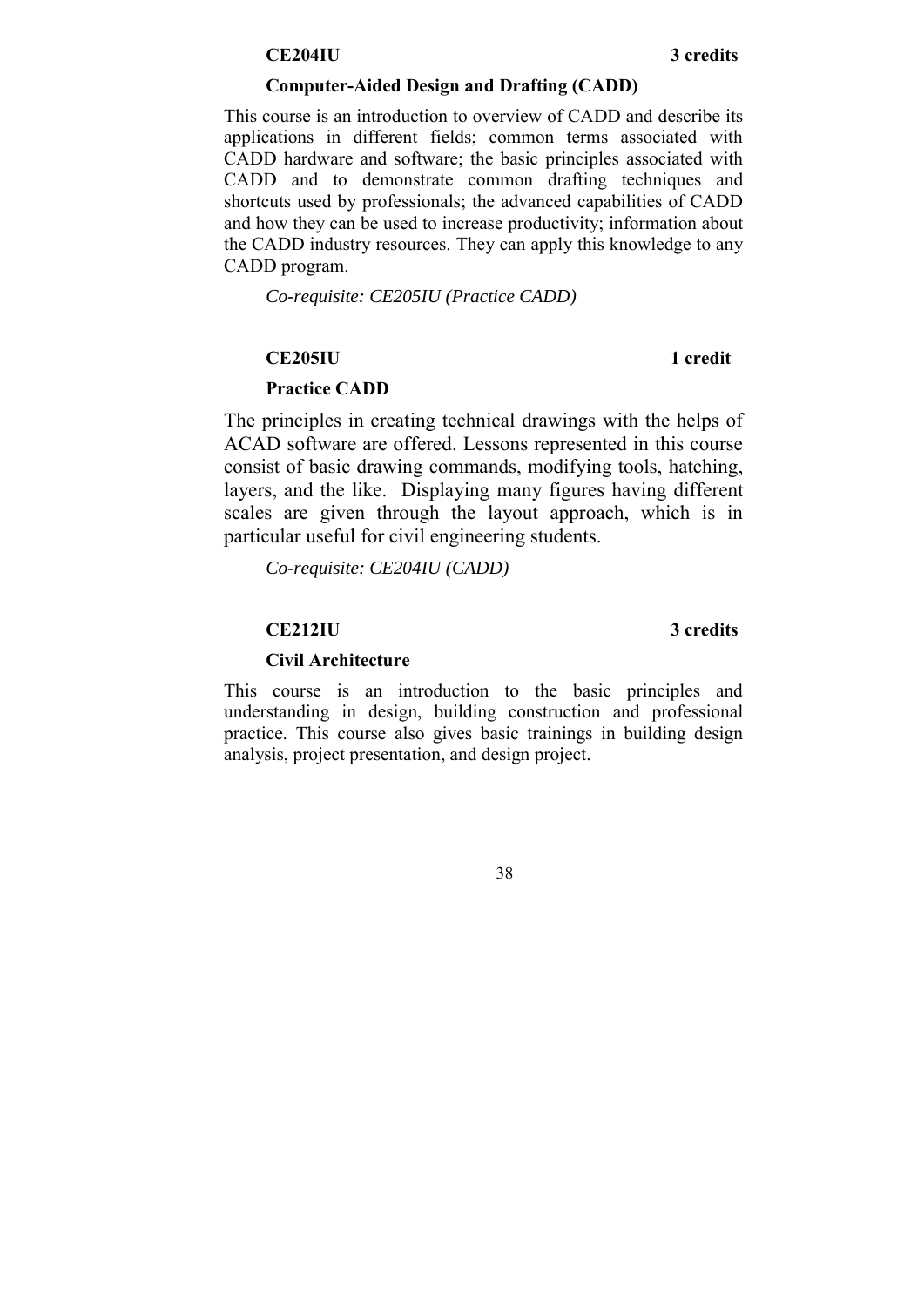**CE204IU** **3 credits**

**Computer-Aided Design and Drafting (CADD)**

This course is an introduction to overview of CADD and describe its applications in different fields; common terms associated with CADD hardware and software; the basic principles associated with CADD and to demonstrate common drafting techniques and shortcuts used by professionals; the advanced capabilities of CADD and how they can be used to increase productivity; information about the CADD industry resources. They can apply this knowledge to any CADD program.

*Co-requisite: CE205IU (Practice CADD)*

**CE205IU** **1 credit**

**Practice CADD**

The principles in creating technical drawings with the helps of ACAD software are offered. Lessons represented in this course consist of basic drawing commands, modifying tools, hatching, layers, and the like. Displaying many figures having different scales are given through the layout approach, which is in particular useful for civil engineering students.

*Co-requisite: CE204IU (CADD)*

**CE212IU** **3 credits**

**Civil Architecture**

This course is an introduction to the basic principles and understanding in design, building construction and professional practice. This course also gives basic trainings in building design analysis, project presentation, and design project.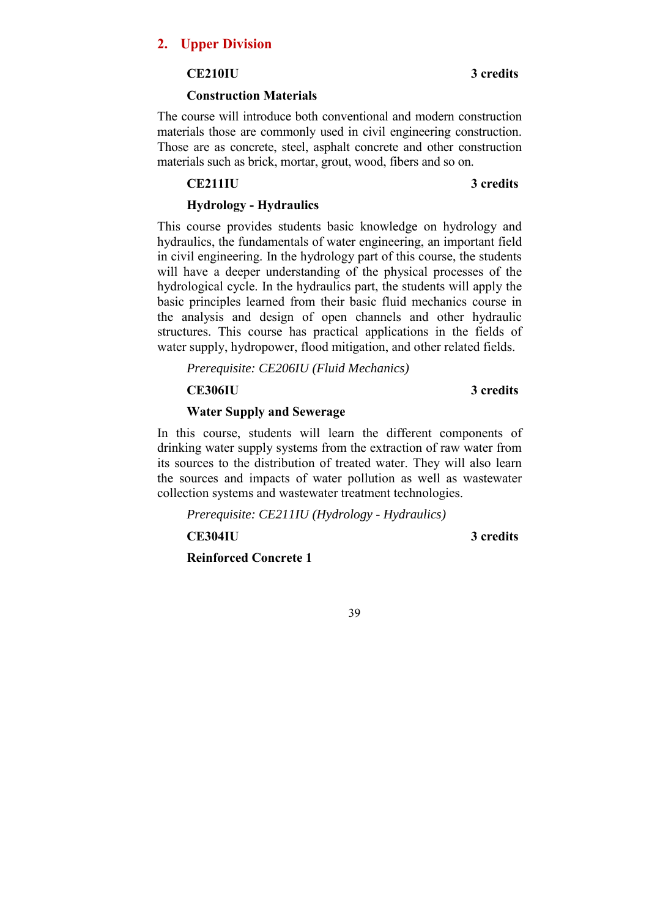## 2. Upper Division

**CE210IU** **3 credits**

**Construction Materials**

The course will introduce both conventional and modern construction materials those are commonly used in civil engineering construction. Those are as concrete, steel, asphalt concrete and other construction materials such as brick, mortar, grout, wood, fibers and so on.

**CE211IU** **3 credits**

**Hydrology - Hydraulics**

This course provides students basic knowledge on hydrology and hydraulics, the fundamentals of water engineering, an important field in civil engineering. In the hydrology part of this course, the students will have a deeper understanding of the physical processes of the hydrological cycle. In the hydraulics part, the students will apply the basic principles learned from their basic fluid mechanics course in the analysis and design of open channels and other hydraulic structures. This course has practical applications in the fields of water supply, hydropower, flood mitigation, and other related fields.

*Prerequisite: CE206IU (Fluid Mechanics)*

**CE306IU** **3 credits**

**Water Supply and Sewerage**

In this course, students will learn the different components of drinking water supply systems from the extraction of raw water from its sources to the distribution of treated water. They will also learn the sources and impacts of water pollution as well as wastewater collection systems and wastewater treatment technologies.

*Prerequisite: CE211IU (Hydrology - Hydraulics)*

**CE304IU** **3 credits**

**Reinforced Concrete 1**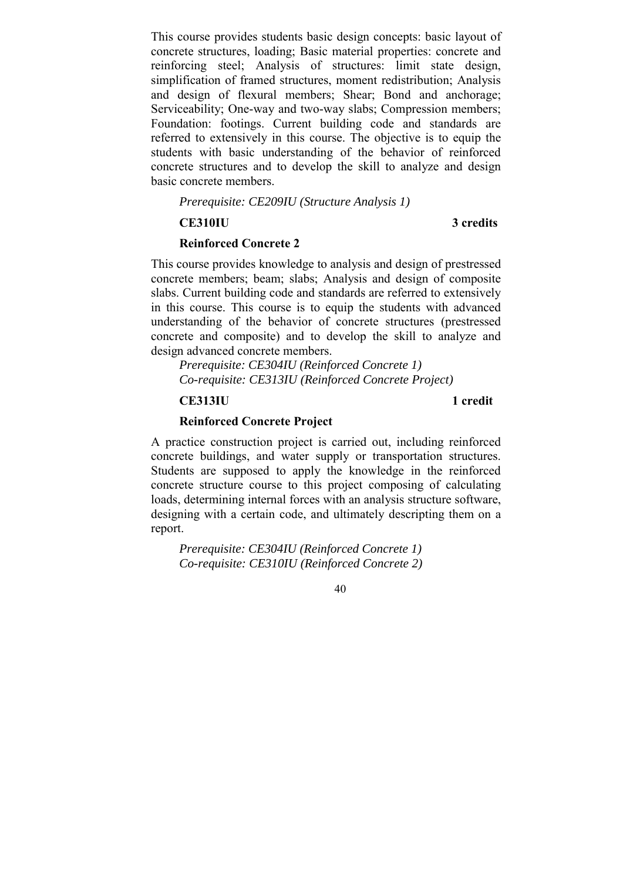This course provides students basic design concepts: basic layout of concrete structures, loading; Basic material properties: concrete and reinforcing steel; Analysis of structures: limit state design, simplification of framed structures, moment redistribution; Analysis and design of flexural members; Shear; Bond and anchorage; Serviceability; One-way and two-way slabs; Compression members; Foundation: footings. Current building code and standards are referred to extensively in this course. The objective is to equip the students with basic understanding of the behavior of reinforced concrete structures and to develop the skill to analyze and design basic concrete members.

*Prerequisite: CE209IU (Structure Analysis 1)*

**CE310IU** **3 credits**

**Reinforced Concrete 2**

This course provides knowledge to analysis and design of prestressed concrete members; beam; slabs; Analysis and design of composite slabs. Current building code and standards are referred to extensively in this course. This course is to equip the students with advanced understanding of the behavior of concrete structures (prestressed concrete and composite) and to develop the skill to analyze and design advanced concrete members.

*Prerequisite: CE304IU (Reinforced Concrete 1)*
*Co-requisite: CE313IU (Reinforced Concrete Project)*

**CE313IU** **1 credit**

**Reinforced Concrete Project**

A practice construction project is carried out, including reinforced concrete buildings, and water supply or transportation structures. Students are supposed to apply the knowledge in the reinforced concrete structure course to this project composing of calculating loads, determining internal forces with an analysis structure software, designing with a certain code, and ultimately descripting them on a report.

*Prerequisite: CE304IU (Reinforced Concrete 1)*
*Co-requisite: CE310IU (Reinforced Concrete 2)*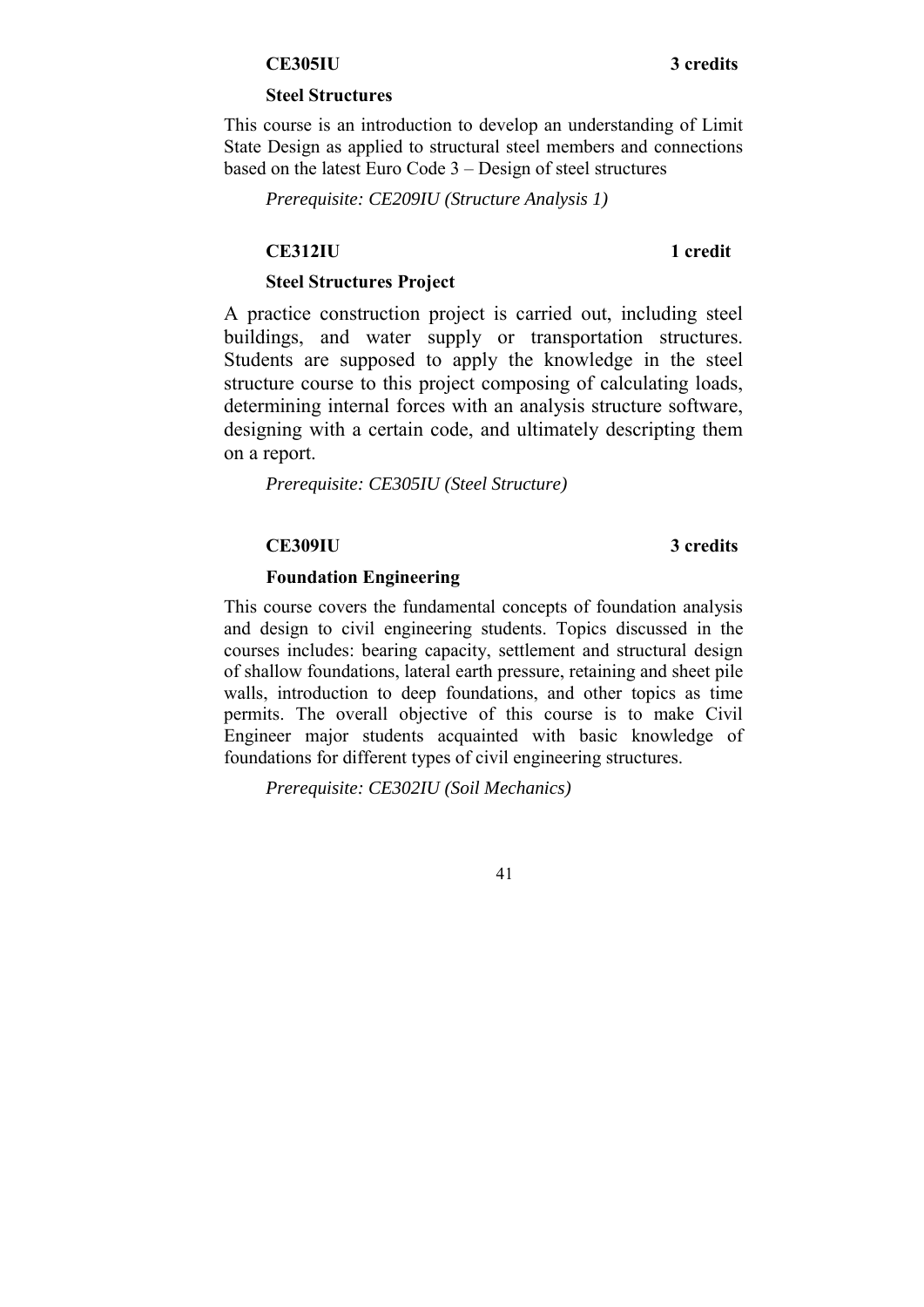**CE305IU** **3 credits**

**Steel Structures**

This course is an introduction to develop an understanding of Limit State Design as applied to structural steel members and connections based on the latest Euro Code 3 – Design of steel structures

*Prerequisite: CE209IU (Structure Analysis 1)*

**CE312IU** **1 credit**

**Steel Structures Project**

A practice construction project is carried out, including steel buildings, and water supply or transportation structures. Students are supposed to apply the knowledge in the steel structure course to this project composing of calculating loads, determining internal forces with an analysis structure software, designing with a certain code, and ultimately descripting them on a report.

*Prerequisite: CE305IU (Steel Structure)*

**CE309IU** **3 credits**

**Foundation Engineering**

This course covers the fundamental concepts of foundation analysis and design to civil engineering students. Topics discussed in the courses includes: bearing capacity, settlement and structural design of shallow foundations, lateral earth pressure, retaining and sheet pile walls, introduction to deep foundations, and other topics as time permits. The overall objective of this course is to make Civil Engineer major students acquainted with basic knowledge of foundations for different types of civil engineering structures.

*Prerequisite: CE302IU (Soil Mechanics)*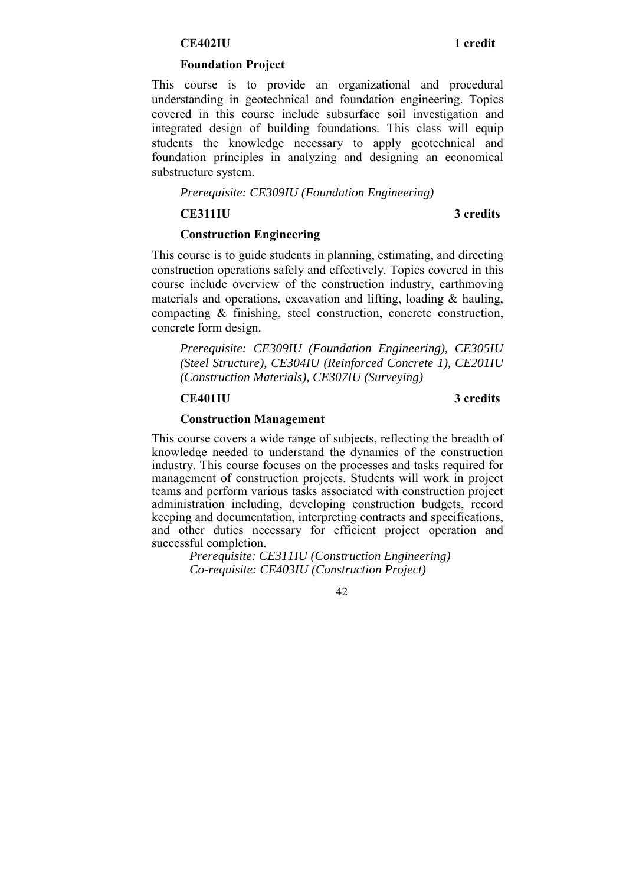**CE402IU** **1 credit**

**Foundation Project**

This course is to provide an organizational and procedural understanding in geotechnical and foundation engineering. Topics covered in this course include subsurface soil investigation and integrated design of building foundations. This class will equip students the knowledge necessary to apply geotechnical and foundation principles in analyzing and designing an economical substructure system.

*Prerequisite: CE309IU (Foundation Engineering)*

**CE311IU** **3 credits**

**Construction Engineering**

This course is to guide students in planning, estimating, and directing construction operations safely and effectively. Topics covered in this course include overview of the construction industry, earthmoving materials and operations, excavation and lifting, loading & hauling, compacting & finishing, steel construction, concrete construction, concrete form design.

*Prerequisite: CE309IU (Foundation Engineering), CE305IU (Steel Structure), CE304IU (Reinforced Concrete 1), CE201IU (Construction Materials), CE307IU (Surveying)*

**CE401IU** **3 credits**

**Construction Management**

This course covers a wide range of subjects, reflecting the breadth of knowledge needed to understand the dynamics of the construction industry. This course focuses on the processes and tasks required for management of construction projects. Students will work in project teams and perform various tasks associated with construction project administration including, developing construction budgets, record keeping and documentation, interpreting contracts and specifications, and other duties necessary for efficient project operation and successful completion.

*Prerequisite: CE311IU (Construction Engineering)*
*Co-requisite: CE403IU (Construction Project)*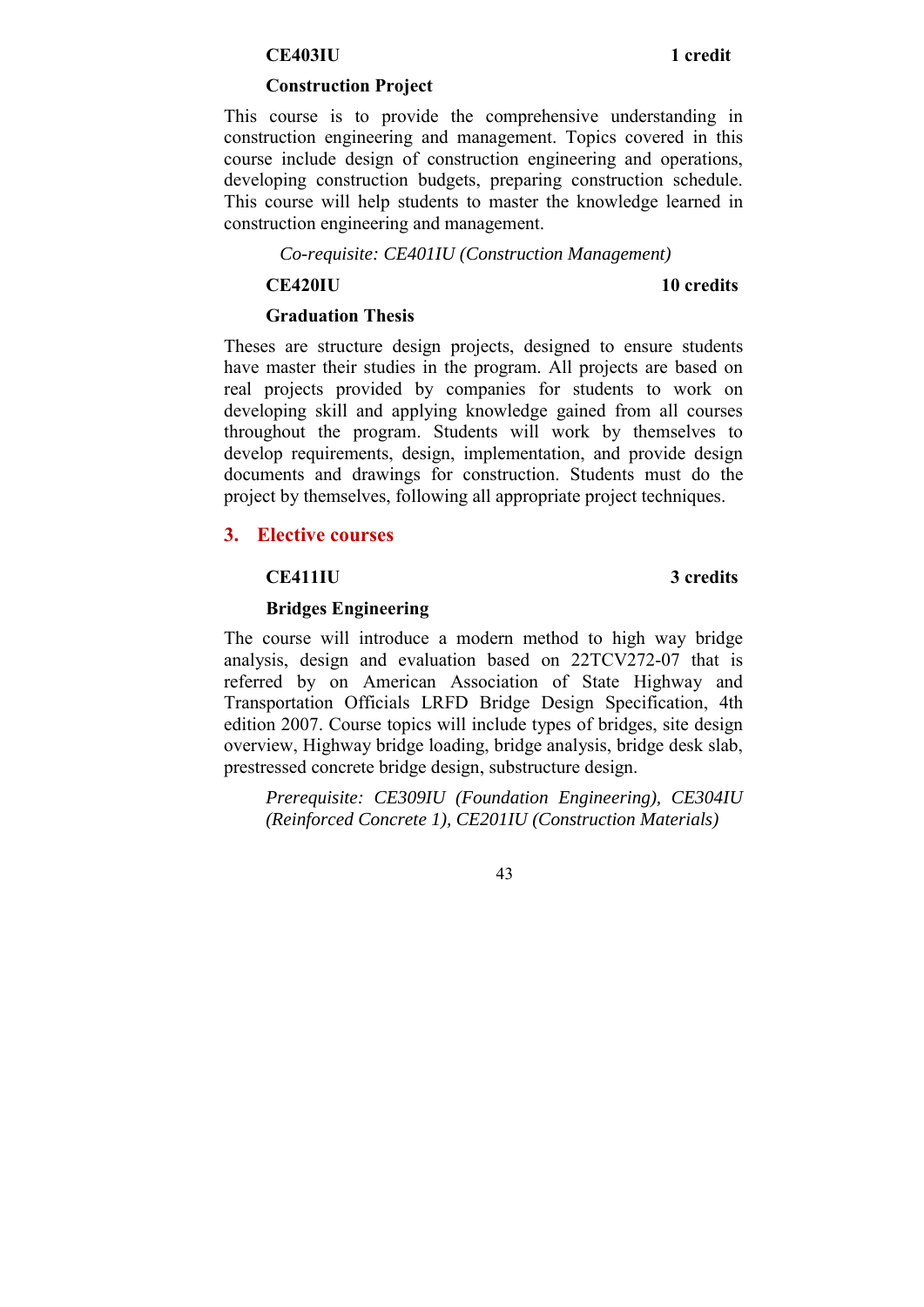**CE403IU** **1 credit**

**Construction Project**

This course is to provide the comprehensive understanding in construction engineering and management. Topics covered in this course include design of construction engineering and operations, developing construction budgets, preparing construction schedule. This course will help students to master the knowledge learned in construction engineering and management.

*Co-requisite: CE401IU (Construction Management)*

**CE420IU** **10 credits**

**Graduation Thesis**

Theses are structure design projects, designed to ensure students have master their studies in the program. All projects are based on real projects provided by companies for students to work on developing skill and applying knowledge gained from all courses throughout the program. Students will work by themselves to develop requirements, design, implementation, and provide design documents and drawings for construction. Students must do the project by themselves, following all appropriate project techniques.

## 3. Elective courses

**CE411IU** **3 credits**

**Bridges Engineering**

The course will introduce a modern method to high way bridge analysis, design and evaluation based on 22TCV272-07 that is referred by on American Association of State Highway and Transportation Officials LRFD Bridge Design Specification, 4th edition 2007. Course topics will include types of bridges, site design overview, Highway bridge loading, bridge analysis, bridge desk slab, prestressed concrete bridge design, substructure design.

*Prerequisite: CE309IU (Foundation Engineering), CE304IU (Reinforced Concrete 1), CE201IU (Construction Materials)*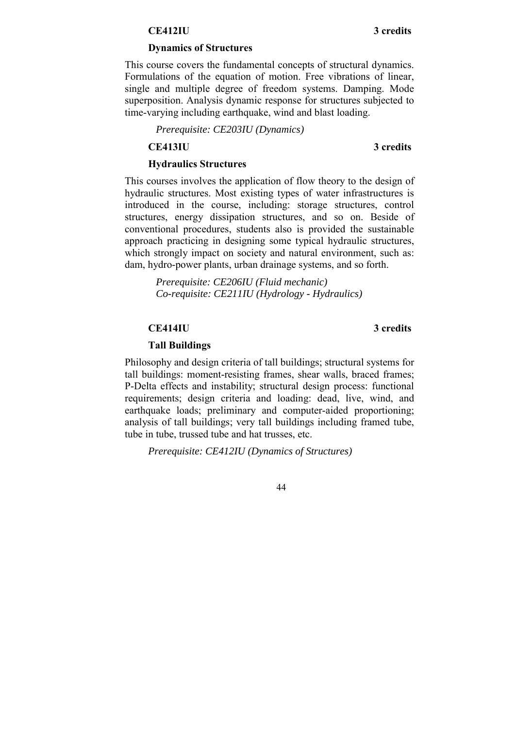**CE412IU** **3 credits**

**Dynamics of Structures**

This course covers the fundamental concepts of structural dynamics. Formulations of the equation of motion. Free vibrations of linear, single and multiple degree of freedom systems. Damping. Mode superposition. Analysis dynamic response for structures subjected to time-varying including earthquake, wind and blast loading.

*Prerequisite: CE203IU (Dynamics)*

**CE413IU** **3 credits**

**Hydraulics Structures**

This courses involves the application of flow theory to the design of hydraulic structures. Most existing types of water infrastructures is introduced in the course, including: storage structures, control structures, energy dissipation structures, and so on. Beside of conventional procedures, students also is provided the sustainable approach practicing in designing some typical hydraulic structures, which strongly impact on society and natural environment, such as: dam, hydro-power plants, urban drainage systems, and so forth.

*Prerequisite: CE206IU (Fluid mechanic)*
*Co-requisite: CE211IU (Hydrology - Hydraulics)*

**CE414IU** **3 credits**

**Tall Buildings**

Philosophy and design criteria of tall buildings; structural systems for tall buildings: moment-resisting frames, shear walls, braced frames; P-Delta effects and instability; structural design process: functional requirements; design criteria and loading: dead, live, wind, and earthquake loads; preliminary and computer-aided proportioning; analysis of tall buildings; very tall buildings including framed tube, tube in tube, trussed tube and hat trusses, etc.

*Prerequisite: CE412IU (Dynamics of Structures)*